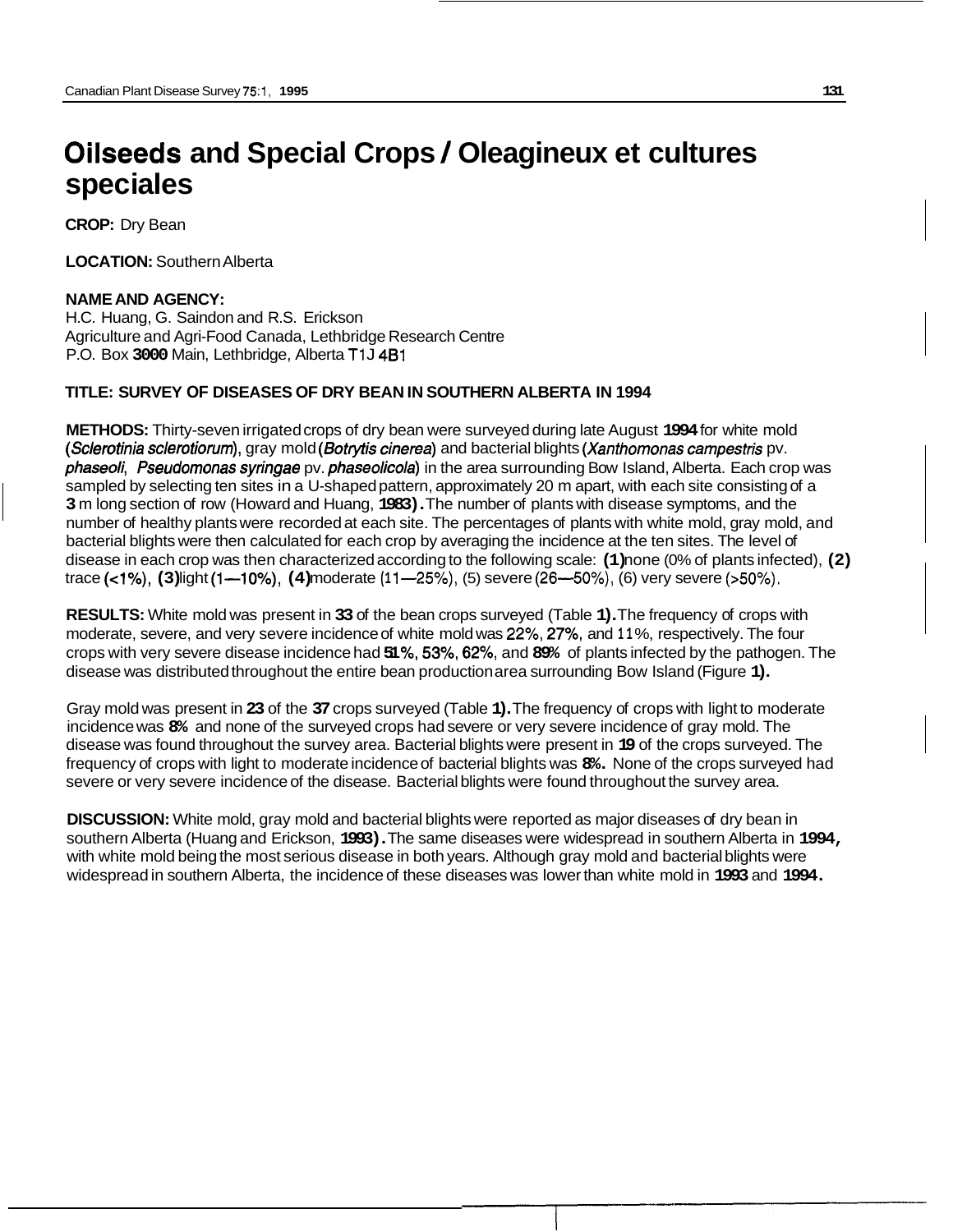# Oilseeds and Special Crops / Oleagineux et cultures speciales

**CROP:** Dry Bean

**LOCATION:** Southern Alberta

**NAME AND AGENCY:**
H.C. Huang, G. Saindon and R.S. Erickson
Agriculture and Agri-Food Canada, Lethbridge Research Centre
P.O. Box 3000 Main, Lethbridge, Alberta T1J 4B1

**TITLE: SURVEY OF DISEASES OF DRY BEAN IN SOUTHERN ALBERTA IN 1994**

**METHODS:** Thirty-seven irrigated crops of dry bean were surveyed during late August 1994 for white mold (*Sclerotinia sclerotiorum*), gray mold (*Botrytis cinerea*) and bacterial blights (*Xanthomonas campestris* pv. *phaseoli*, *Pseudomonas syringae* pv. *phaseolicola*) in the area surrounding Bow Island, Alberta. Each crop was sampled by selecting ten sites in a U-shaped pattern, approximately 20 m apart, with each site consisting of a 3 m long section of row (Howard and Huang, 1983). The number of plants with disease symptoms, and the number of healthy plants were recorded at each site. The percentages of plants with white mold, gray mold, and bacterial blights were then calculated for each crop by averaging the incidence at the ten sites. The level of disease in each crop was then characterized according to the following scale: (1) none (0% of plants infected), (2) trace (<1%), (3) light (1—10%), (4) moderate (11—25%), (5) severe (26—50%), (6) very severe (>50%).

**RESULTS:** White mold was present in 33 of the bean crops surveyed (Table 1). The frequency of crops with moderate, severe, and very severe incidence of white mold was 22%, 27%, and 11%, respectively. The four crops with very severe disease incidence had 51%, 53%, 62%, and 89% of plants infected by the pathogen. The disease was distributed throughout the entire bean production area surrounding Bow Island (Figure 1).

Gray mold was present in 23 of the 37 crops surveyed (Table 1). The frequency of crops with light to moderate incidence was 8% and none of the surveyed crops had severe or very severe incidence of gray mold. The disease was found throughout the survey area. Bacterial blights were present in 19 of the crops surveyed. The frequency of crops with light to moderate incidence of bacterial blights was 8%. None of the crops surveyed had severe or very severe incidence of the disease. Bacterial blights were found throughout the survey area.

**DISCUSSION:** White mold, gray mold and bacterial blights were reported as major diseases of dry bean in southern Alberta (Huang and Erickson, 1993). The same diseases were widespread in southern Alberta in 1994, with white mold being the most serious disease in both years. Although gray mold and bacterial blights were widespread in southern Alberta, the incidence of these diseases was lower than white mold in 1993 and 1994.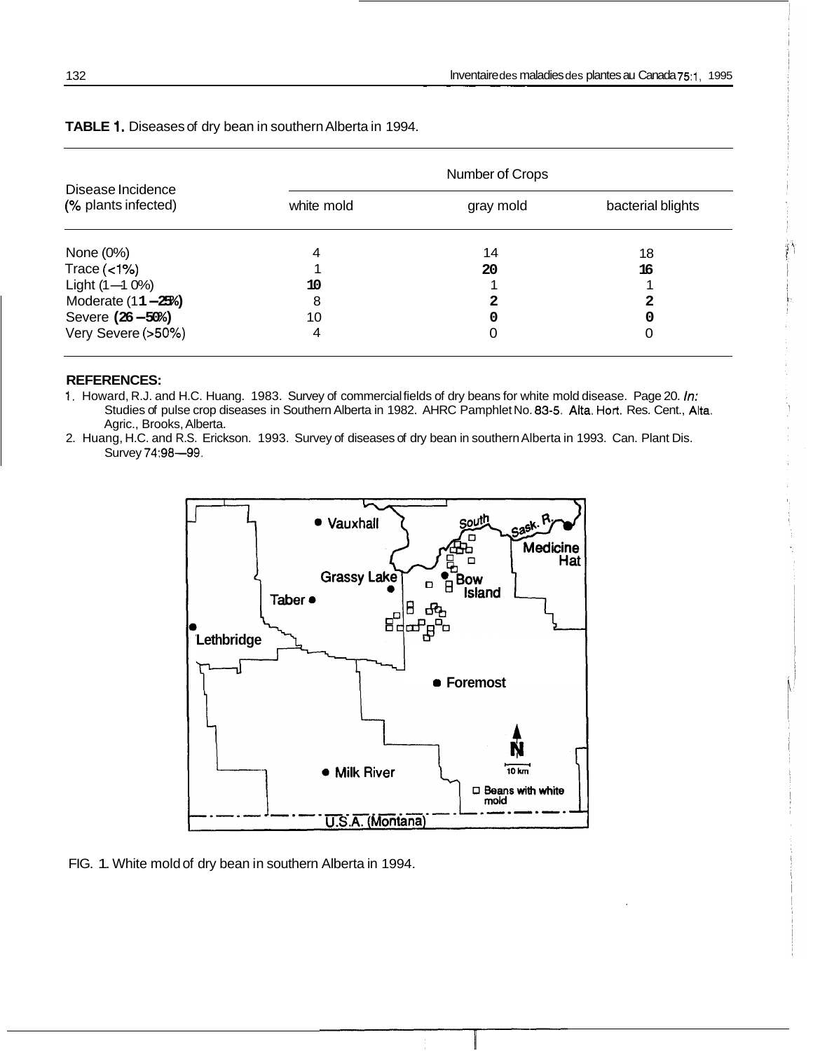**TABLE 1.** Diseases of dry bean in southern Alberta in 1994.

| Disease Incidence (% plants infected) | Number of Crops | | |
|---|---|---|---|
| | white mold | gray mold | bacterial blights |
| None (0%) | 4 | 14 | 18 |
| Trace (<1%) | 1 | 20 | 16 |
| Light (1–10%) | 10 | 1 | 1 |
| Moderate (11–25%) | 8 | 2 | 2 |
| Severe (26–50%) | 10 | 0 | 0 |
| Very Severe (>50%) | 4 | 0 | 0 |

**REFERENCES:**

1. Howard, R.J. and H.C. Huang. 1983. Survey of commercial fields of dry beans for white mold disease. Page 20. *In:* Studies of pulse crop diseases in Southern Alberta in 1982. AHRC Pamphlet No. 83-5. Alta. Hort. Res. Cent., Alta. Agric., Brooks, Alberta.
2. Huang, H.C. and R.S. Erickson. 1993. Survey of diseases of dry bean in southern Alberta in 1993. Can. Plant Dis. Survey 74:98–99.

FIG. 1. White mold of dry bean in southern Alberta in 1994.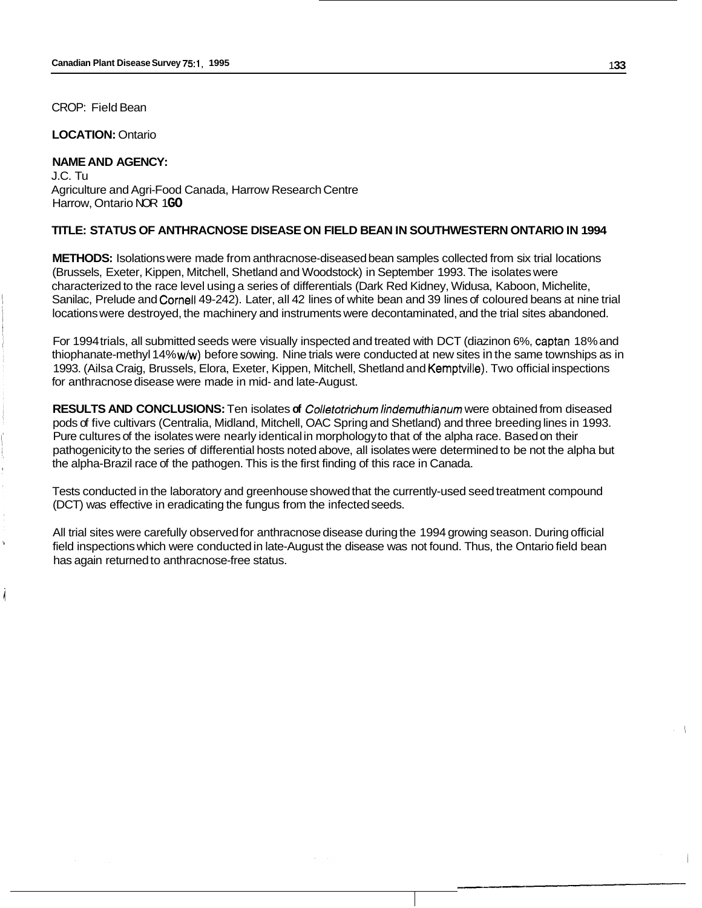CROP: Field Bean

**LOCATION:** Ontario

**NAME AND AGENCY:**
J.C. Tu
Agriculture and Agri-Food Canada, Harrow Research Centre
Harrow, Ontario N0R 1G0

**TITLE: STATUS OF ANTHRACNOSE DISEASE ON FIELD BEAN IN SOUTHWESTERN ONTARIO IN 1994**

**METHODS:** Isolations were made from anthracnose-diseased bean samples collected from six trial locations (Brussels, Exeter, Kippen, Mitchell, Shetland and Woodstock) in September 1993. The isolates were characterized to the race level using a series of differentials (Dark Red Kidney, Widusa, Kaboon, Michelite, Sanilac, Prelude and Cornell 49-242). Later, all 42 lines of white bean and 39 lines of coloured beans at nine trial locations were destroyed, the machinery and instruments were decontaminated, and the trial sites abandoned.

For 1994 trials, all submitted seeds were visually inspected and treated with DCT (diazinon 6%, captan 18% and thiophanate-methyl 14% w/w) before sowing. Nine trials were conducted at new sites in the same townships as in 1993. (Ailsa Craig, Brussels, Elora, Exeter, Kippen, Mitchell, Shetland and Kemptville). Two official inspections for anthracnose disease were made in mid- and late-August.

**RESULTS AND CONCLUSIONS:** Ten isolates of *Colletotrichum lindemuthianum* were obtained from diseased pods of five cultivars (Centralia, Midland, Mitchell, OAC Spring and Shetland) and three breeding lines in 1993. Pure cultures of the isolates were nearly identical in morphology to that of the alpha race. Based on their pathogenicity to the series of differential hosts noted above, all isolates were determined to be not the alpha but the alpha-Brazil race of the pathogen. This is the first finding of this race in Canada.

Tests conducted in the laboratory and greenhouse showed that the currently-used seed treatment compound (DCT) was effective in eradicating the fungus from the infected seeds.

All trial sites were carefully observed for anthracnose disease during the 1994 growing season. During official field inspections which were conducted in late-August the disease was not found. Thus, the Ontario field bean has again returned to anthracnose-free status.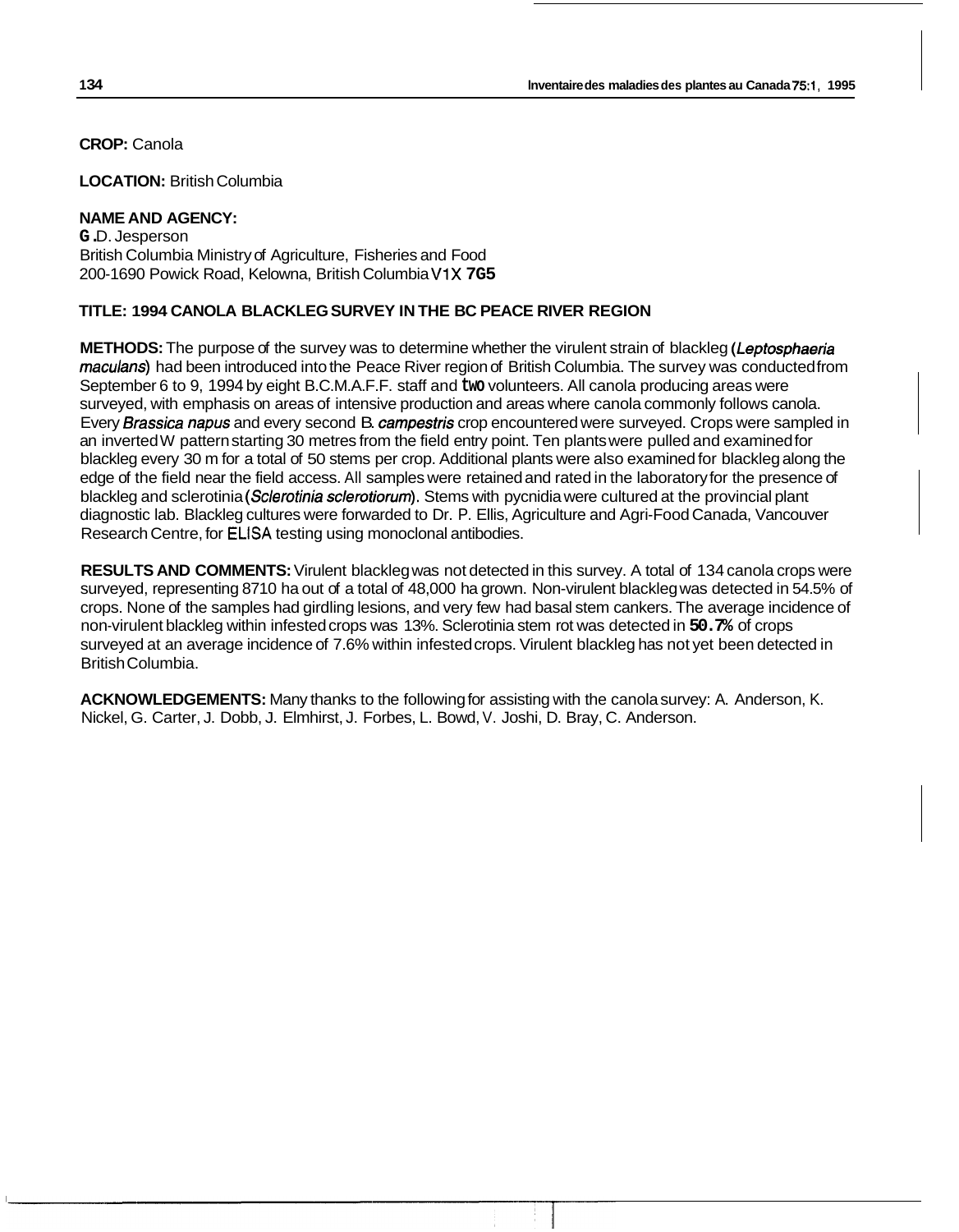**CROP:** Canola

**LOCATION:** British Columbia

**NAME AND AGENCY:**
G.D. Jesperson
British Columbia Ministry of Agriculture, Fisheries and Food
200-1690 Powick Road, Kelowna, British Columbia V1X 7G5

**TITLE: 1994 CANOLA BLACKLEG SURVEY IN THE BC PEACE RIVER REGION**

**METHODS:** The purpose of the survey was to determine whether the virulent strain of blackleg (*Leptosphaeria maculans*) had been introduced into the Peace River region of British Columbia. The survey was conducted from September 6 to 9, 1994 by eight B.C.M.A.F.F. staff and two volunteers. All canola producing areas were surveyed, with emphasis on areas of intensive production and areas where canola commonly follows canola. Every *Brassica napus* and every second *B. campestris* crop encountered were surveyed. Crops were sampled in an inverted W pattern starting 30 metres from the field entry point. Ten plants were pulled and examined for blackleg every 30 m for a total of 50 stems per crop. Additional plants were also examined for blackleg along the edge of the field near the field access. All samples were retained and rated in the laboratory for the presence of blackleg and sclerotinia (*Sclerotinia sclerotiorum*). Stems with pycnidia were cultured at the provincial plant diagnostic lab. Blackleg cultures were forwarded to Dr. P. Ellis, Agriculture and Agri-Food Canada, Vancouver Research Centre, for ELISA testing using monoclonal antibodies.

**RESULTS AND COMMENTS:** Virulent blackleg was not detected in this survey. A total of 134 canola crops were surveyed, representing 8710 ha out of a total of 48,000 ha grown. Non-virulent blackleg was detected in 54.5% of crops. None of the samples had girdling lesions, and very few had basal stem cankers. The average incidence of non-virulent blackleg within infested crops was 13%. Sclerotinia stem rot was detected in 50.7% of crops surveyed at an average incidence of 7.6% within infested crops. Virulent blackleg has not yet been detected in British Columbia.

**ACKNOWLEDGEMENTS:** Many thanks to the following for assisting with the canola survey: A. Anderson, K. Nickel, G. Carter, J. Dobb, J. Elmhirst, J. Forbes, L. Bowd, V. Joshi, D. Bray, C. Anderson.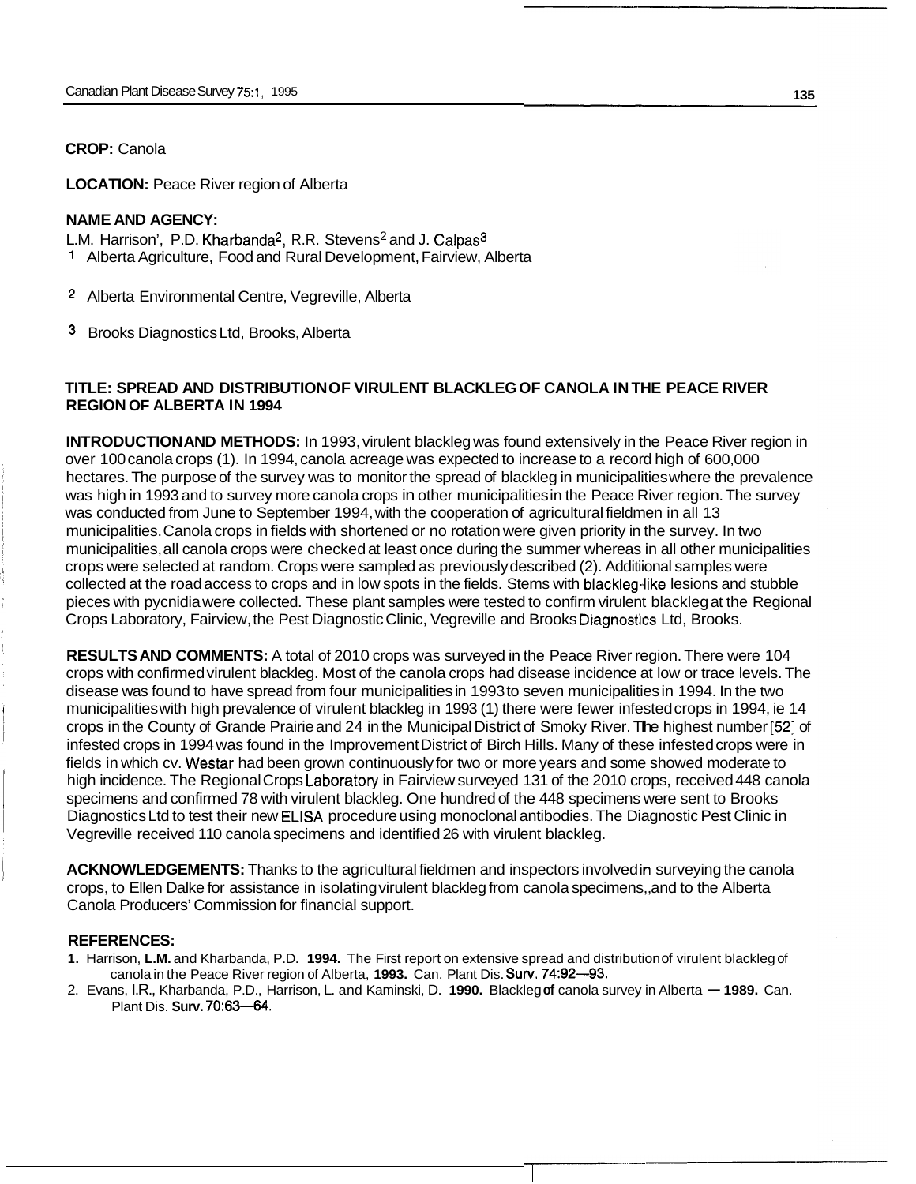**CROP:** Canola

**LOCATION:** Peace River region of Alberta

**NAME AND AGENCY:**

L.M. Harrison[1], P.D. Kharbanda[2], R.R. Stevens[2] and J. Calpas[3]

[1] Alberta Agriculture, Food and Rural Development, Fairview, Alberta

[2] Alberta Environmental Centre, Vegreville, Alberta

[3] Brooks Diagnostics Ltd, Brooks, Alberta

**TITLE: SPREAD AND DISTRIBUTION OF VIRULENT BLACKLEG OF CANOLA IN THE PEACE RIVER REGION OF ALBERTA IN 1994**

**INTRODUCTION AND METHODS:** In 1993, virulent blackleg was found extensively in the Peace River region in over 100 canola crops (1). In 1994, canola acreage was expected to increase to a record high of 600,000 hectares. The purpose of the survey was to monitor the spread of blackleg in municipalities where the prevalence was high in 1993 and to survey more canola crops in other municipalities in the Peace River region. The survey was conducted from June to September 1994, with the cooperation of agricultural fieldmen in all 13 municipalities. Canola crops in fields with shortened or no rotation were given priority in the survey. In two municipalities, all canola crops were checked at least once during the summer whereas in all other municipalities crops were selected at random. Crops were sampled as previously described (2). Additiional samples were collected at the road access to crops and in low spots in the fields. Stems with blackleg-like lesions and stubble pieces with pycnidia were collected. These plant samples were tested to confirm virulent blackleg at the Regional Crops Laboratory, Fairview, the Pest Diagnostic Clinic, Vegreville and Brooks Diagnostics Ltd, Brooks.

**RESULTS AND COMMENTS:** A total of 2010 crops was surveyed in the Peace River region. There were 104 crops with confirmed virulent blackleg. Most of the canola crops had disease incidence at low or trace levels. The disease was found to have spread from four municipalities in 1993 to seven municipalities in 1994. In the two municipalities with high prevalence of virulent blackleg in 1993 (1) there were fewer infested crops in 1994, ie 14 crops in the County of Grande Prairie and 24 in the Municipal District of Smoky River. The highest number [52] of infested crops in 1994 was found in the Improvement District of Birch Hills. Many of these infested crops were in fields in which cv. Westar had been grown continuously for two or more years and some showed moderate to high incidence. The Regional Crops Laboratory in Fairview surveyed 131 of the 2010 crops, received 448 canola specimens and confirmed 78 with virulent blackleg. One hundred of the 448 specimens were sent to Brooks Diagnostics Ltd to test their new ELISA procedure using monoclonal antibodies. The Diagnostic Pest Clinic in Vegreville received 110 canola specimens and identified 26 with virulent blackleg.

**ACKNOWLEDGEMENTS:** Thanks to the agricultural fieldmen and inspectors involved in surveying the canola crops, to Ellen Dalke for assistance in isolating virulent blackleg from canola specimens,,and to the Alberta Canola Producers' Commission for financial support.

**REFERENCES:**

1. Harrison, **L.M.** and Kharbanda, P.D. **1994.** The First report on extensive spread and distribution of virulent blackleg of canola in the Peace River region of Alberta, **1993.** Can. Plant Dis. Surv. 74:92—93.
2. Evans, I.R., Kharbanda, P.D., Harrison, L. and Kaminski, D. **1990.** Blackleg **of** canola survey in Alberta — **1989.** Can. Plant Dis. **Surv. 70:**63—64.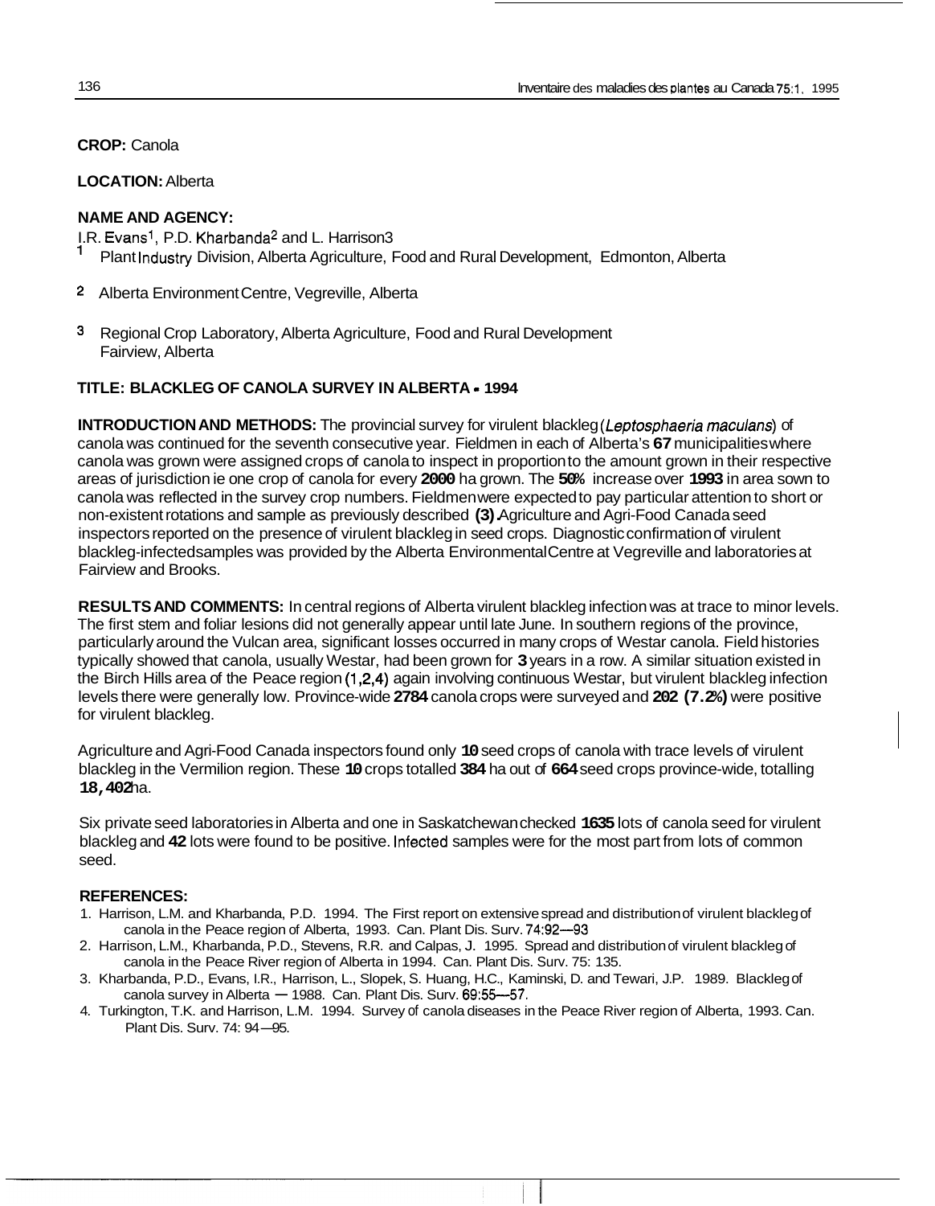**CROP:** Canola

**LOCATION:** Alberta

**NAME AND AGENCY:**

I.R. Evans[1], P.D. Kharbanda[2] and L. Harrison[3]

[1] Plant Industry Division, Alberta Agriculture, Food and Rural Development, Edmonton, Alberta

[2] Alberta Environment Centre, Vegreville, Alberta

[3] Regional Crop Laboratory, Alberta Agriculture, Food and Rural Development Fairview, Alberta

**TITLE: BLACKLEG OF CANOLA SURVEY IN ALBERTA - 1994**

**INTRODUCTION AND METHODS:** The provincial survey for virulent blackleg (*Leptosphaeria maculans*) of canola was continued for the seventh consecutive year. Fieldmen in each of Alberta's **67** municipalities where canola was grown were assigned crops of canola to inspect in proportion to the amount grown in their respective areas of jurisdiction ie one crop of canola for every **2000** ha grown. The **50%** increase over **1993** in area sown to canola was reflected in the survey crop numbers. Fieldmen were expected to pay particular attention to short or non-existent rotations and sample as previously described **(3)**. Agriculture and Agri-Food Canada seed inspectors reported on the presence of virulent blackleg in seed crops. Diagnostic confirmation of virulent blackleg-infected samples was provided by the Alberta Environmental Centre at Vegreville and laboratories at Fairview and Brooks.

**RESULTS AND COMMENTS:** In central regions of Alberta virulent blackleg infection was at trace to minor levels. The first stem and foliar lesions did not generally appear until late June. In southern regions of the province, particularly around the Vulcan area, significant losses occurred in many crops of Westar canola. Field histories typically showed that canola, usually Westar, had been grown for **3** years in a row. A similar situation existed in the Birch Hills area of the Peace region (1,2,4) again involving continuous Westar, but virulent blackleg infection levels there were generally low. Province-wide **2784** canola crops were surveyed and **202 (7.2%)** were positive for virulent blackleg.

Agriculture and Agri-Food Canada inspectors found only **10** seed crops of canola with trace levels of virulent blackleg in the Vermilion region. These **10** crops totalled **384** ha out of **664** seed crops province-wide, totalling **18,402** ha.

Six private seed laboratories in Alberta and one in Saskatchewan checked **1635** lots of canola seed for virulent blackleg and **42** lots were found to be positive. Infected samples were for the most part from lots of common seed.

**REFERENCES:**

1. Harrison, L.M. and Kharbanda, P.D. 1994. The First report on extensive spread and distribution of virulent blackleg of canola in the Peace region of Alberta, 1993. Can. Plant Dis. Surv. 74:92—93
2. Harrison, L.M., Kharbanda, P.D., Stevens, R.R. and Calpas, J. 1995. Spread and distribution of virulent blackleg of canola in the Peace River region of Alberta in 1994. Can. Plant Dis. Surv. 75: 135.
3. Kharbanda, P.D., Evans, I.R., Harrison, L., Slopek, S. Huang, H.C., Kaminski, D. and Tewari, J.P. 1989. Blackleg of canola survey in Alberta — 1988. Can. Plant Dis. Surv. 69:55—57.
4. Turkington, T.K. and Harrison, L.M. 1994. Survey of canola diseases in the Peace River region of Alberta, 1993. Can. Plant Dis. Surv. 74: 94—95.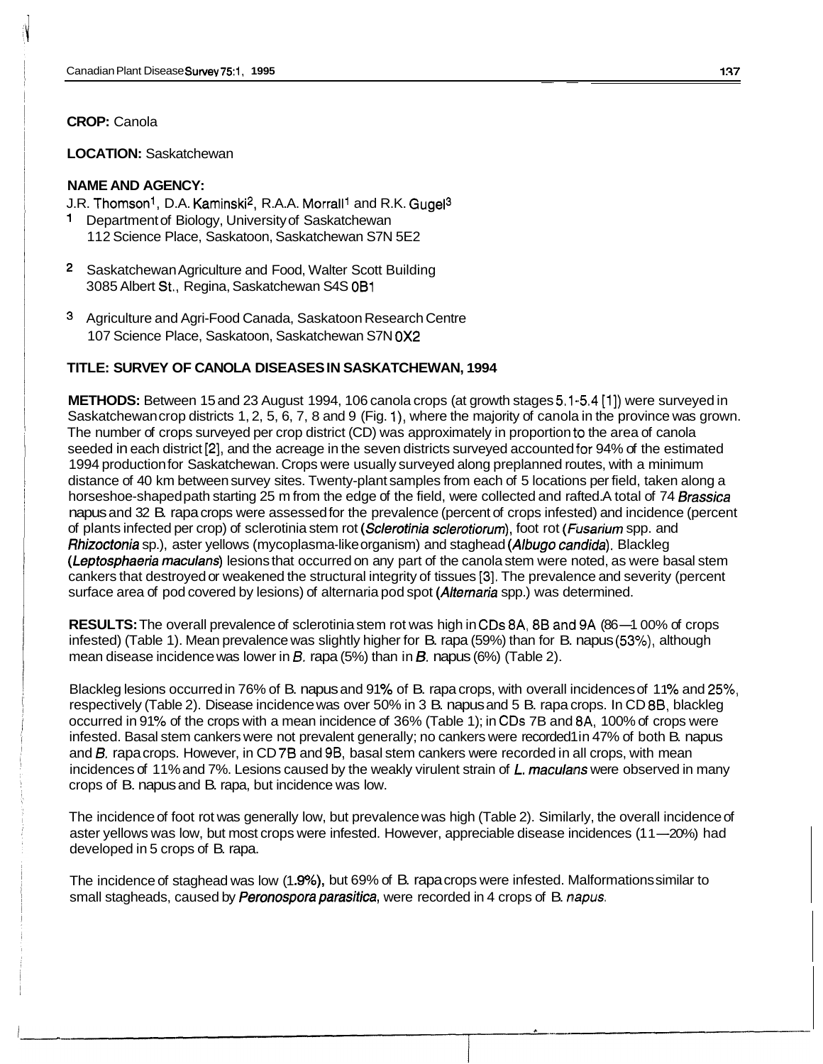**CROP:** Canola

**LOCATION:** Saskatchewan

**NAME AND AGENCY:**

J.R. Thomson[1], D.A. Kaminski[2], R.A.A. Morrall[1] and R.K. Gugel[3]

[1] Department of Biology, University of Saskatchewan
112 Science Place, Saskatoon, Saskatchewan S7N 5E2

[2] Saskatchewan Agriculture and Food, Walter Scott Building
3085 Albert St., Regina, Saskatchewan S4S 0B1

[3] Agriculture and Agri-Food Canada, Saskatoon Research Centre
107 Science Place, Saskatoon, Saskatchewan S7N 0X2

**TITLE: SURVEY OF CANOLA DISEASES IN SASKATCHEWAN, 1994**

**METHODS:** Between 15 and 23 August 1994, 106 canola crops (at growth stages 5.1-5.4 [1]) were surveyed in Saskatchewan crop districts 1, 2, 5, 6, 7, 8 and 9 (Fig. 1), where the majority of canola in the province was grown. The number of crops surveyed per crop district (CD) was approximately in proportion to the area of canola seeded in each district [2], and the acreage in the seven districts surveyed accounted for 94% of the estimated 1994 production for Saskatchewan. Crops were usually surveyed along preplanned routes, with a minimum distance of 40 km between survey sites. Twenty-plant samples from each of 5 locations per field, taken along a horseshoe-shaped path starting 25 m from the edge of the field, were collected and rafted. A total of 74 *Brassica napus* and 32 B. rapa crops were assessed for the prevalence (percent of crops infested) and incidence (percent of plants infected per crop) of sclerotinia stem rot (*Sclerotinia sclerotiorum*), foot rot (*Fusarium* spp. and *Rhizoctonia* sp.), aster yellows (mycoplasma-like organism) and staghead (*Albugo candida*). Blackleg (*Leptosphaeria maculans*) lesions that occurred on any part of the canola stem were noted, as were basal stem cankers that destroyed or weakened the structural integrity of tissues [3]. The prevalence and severity (percent surface area of pod covered by lesions) of alternaria pod spot (*Alternaria* spp.) was determined.

**RESULTS:** The overall prevalence of sclerotinia stem rot was high in CDs 8A, 8B and 9A (86—100% of crops infested) (Table 1). Mean prevalence was slightly higher for B. rapa (59%) than for B. napus (53%), although mean disease incidence was lower in *B.* rapa (5%) than in *B.* napus (6%) (Table 2).

Blackleg lesions occurred in 76% of B. napus and 91% of B. rapa crops, with overall incidences of 11% and 25%, respectively (Table 2). Disease incidence was over 50% in 3 B. napus and 5 B. rapa crops. In CD 8B, blackleg occurred in 91% of the crops with a mean incidence of 36% (Table 1); in CDs 7B and 8A, 100% of crops were infested. Basal stem cankers were not prevalent generally; no cankers were recorded1 in 47% of both B. napus and *B.* rapa crops. However, in CD 7B and 9B, basal stem cankers were recorded in all crops, with mean incidences of 11% and 7%. Lesions caused by the weakly virulent strain of *L. maculans* were observed in many crops of B. napus and B. rapa, but incidence was low.

The incidence of foot rot was generally low, but prevalence was high (Table 2). Similarly, the overall incidence of aster yellows was low, but most crops were infested. However, appreciable disease incidences (11—20%) had developed in 5 crops of B. rapa.

The incidence of staghead was low (1.9%), but 69% of B. rapa crops were infested. Malformations similar to small stagheads, caused by *Peronospora parasitica*, were recorded in 4 crops of B. *napus*.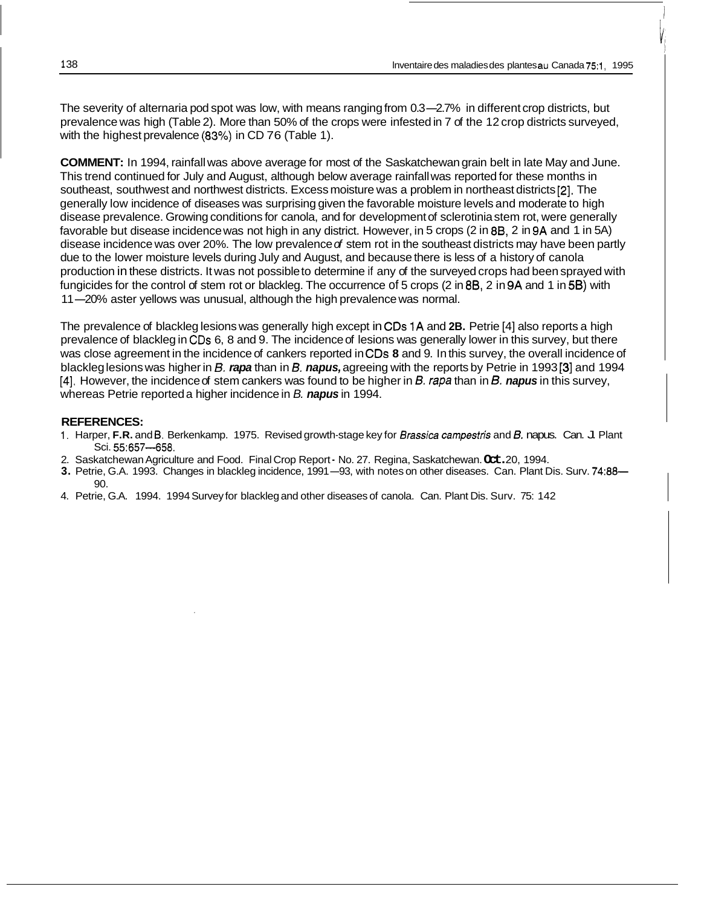The severity of alternaria pod spot was low, with means ranging from 0.3—2.7% in different crop districts, but prevalence was high (Table 2). More than 50% of the crops were infested in 7 of the 12 crop districts surveyed, with the highest prevalence (83%) in CD 76 (Table 1).

**COMMENT:** In 1994, rainfall was above average for most of the Saskatchewan grain belt in late May and June. This trend continued for July and August, although below average rainfall was reported for these months in southeast, southwest and northwest districts. Excess moisture was a problem in northeast districts [2]. The generally low incidence of diseases was surprising given the favorable moisture levels and moderate to high disease prevalence. Growing conditions for canola, and for development of sclerotinia stem rot, were generally favorable but disease incidence was not high in any district. However, in 5 crops (2 in 8B, 2 in 9A and 1 in 5A) disease incidence was over 20%. The low prevalence of stem rot in the southeast districts may have been partly due to the lower moisture levels during July and August, and because there is less of a history of canola production in these districts. It was not possible to determine if any of the surveyed crops had been sprayed with fungicides for the control of stem rot or blackleg. The occurrence of 5 crops (2 in 8B, 2 in 9A and 1 in 5B) with 11—20% aster yellows was unusual, although the high prevalence was normal.

The prevalence of blackleg lesions was generally high except in CDs 1A and **2B.** Petrie [4] also reports a high prevalence of blackleg in CDs 6, 8 and 9. The incidence of lesions was generally lower in this survey, but there was close agreement in the incidence of cankers reported in CDs **8** and 9. In this survey, the overall incidence of blackleg lesions was higher in *B.* ***rapa*** than in *B.* ***napus,*** agreeing with the reports by Petrie in 1993 [3] and 1994 [4]. However, the incidence of stem cankers was found to be higher in *B. rapa* than in *B.* ***napus*** in this survey, whereas Petrie reported a higher incidence in *B.* ***napus*** in 1994.

**REFERENCES:**

1. Harper, **F.R.** and B. Berkenkamp. 1975. Revised growth-stage key for *Brassica campestris* and *B. napus*. Can. J. Plant Sci. 55:657—658.
2. Saskatchewan Agriculture and Food. Final Crop Report - No. 27. Regina, Saskatchewan. **Oct.** 20, 1994.
3. Petrie, G.A. 1993. Changes in blackleg incidence, 1991—93, with notes on other diseases. Can. Plant Dis. Surv. 74:88—90.
4. Petrie, G.A. 1994. 1994 Survey for blackleg and other diseases of canola. Can. Plant Dis. Surv. 75: 142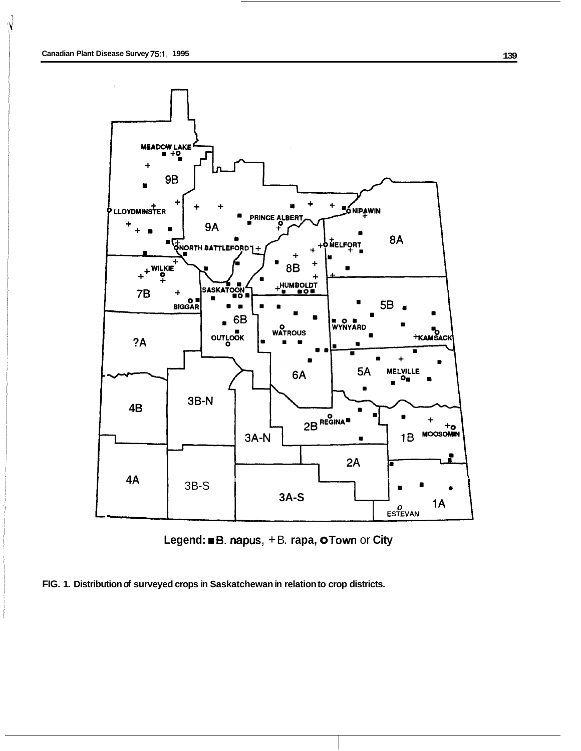MEADOW LAKE

9B

LLOYDMINSTER

9A

PRINCE ALBERT

NIPAWIN

8A

NORTH BATTLEFORD

MELFORT

8B

WILKIE

7B

HUMBOLDT

SASKATOON

BIGGAR

5B

6B

WYNYARD

WATROUS

OUTLOOK

KAMSACK

?A

5A

MELVILLE

6A

4B

3B-N

2B

REGINA

3A-N

1B

MOOSOMIN

2A

4A

3B-S

3A-S

1A

ESTEVAN

Legend: ■ B. napus, + B. rapa, o Town or City

**FIG. 1. Distribution of surveyed crops in Saskatchewan in relation to crop districts.**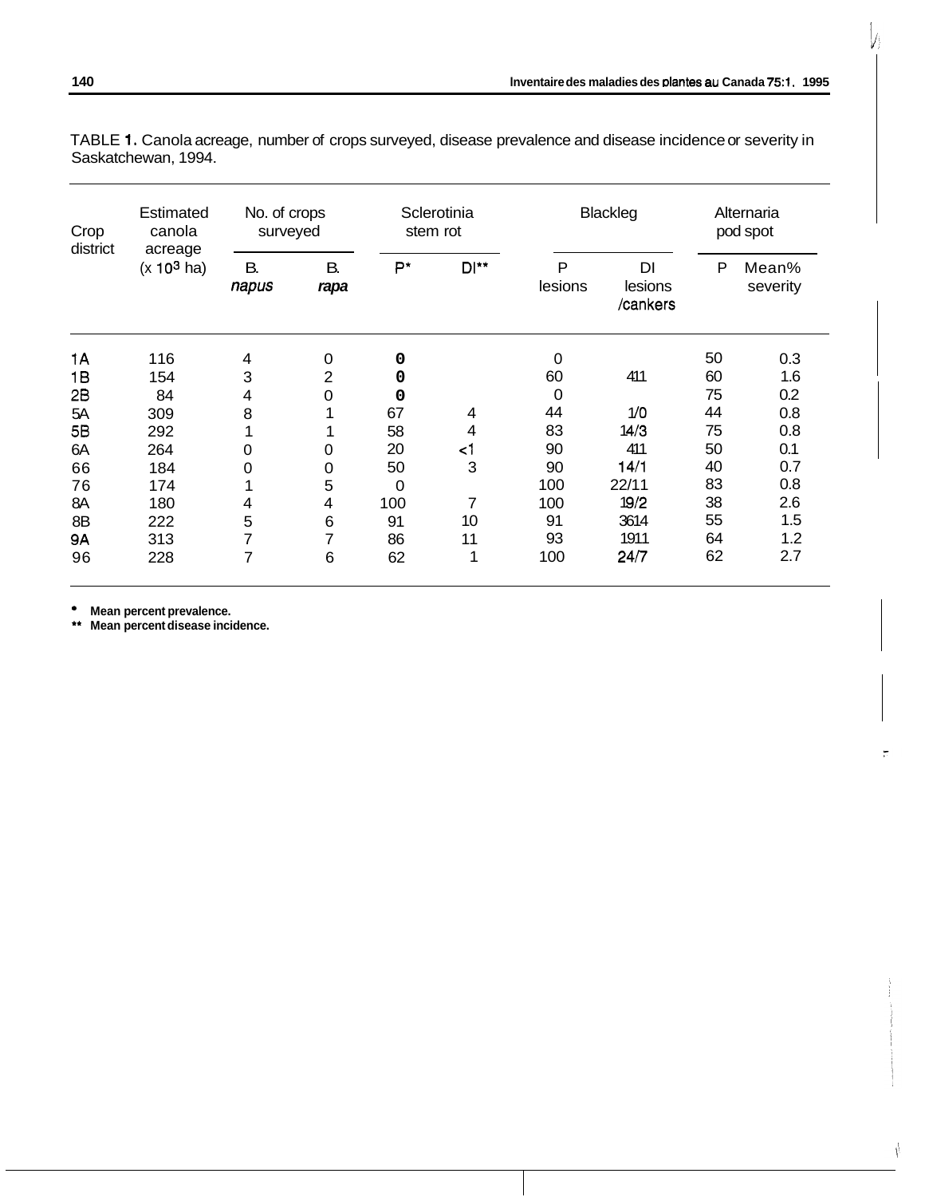TABLE 1. Canola acreage, number of crops surveyed, disease prevalence and disease incidence or severity in Saskatchewan, 1994.

| Crop district | Estimated canola acreage (x $10^3$ ha) | No. of crops surveyed | | Sclerotinia stem rot | | Blackleg | | Alternaria pod spot | |
|---|---|---|---|---|---|---|---|---|---|
| | | *B. napus* | *B. rapa* | P* | DI** | P lesions | DI lesions /cankers | P | Mean% severity |
| 1A | 116 | 4 | 0 | 0 | | 0 | | 50 | 0.3 |
| 1B | 154 | 3 | 2 | 0 | | 60 | 4/1 | 60 | 1.6 |
| 2B | 84 | 4 | 0 | 0 | | 0 | | 75 | 0.2 |
| 5A | 309 | 8 | 1 | 67 | 4 | 44 | 1/0 | 44 | 0.8 |
| 5B | 292 | 1 | 1 | 58 | 4 | 83 | 14/3 | 75 | 0.8 |
| 6A | 264 | 0 | 0 | 20 | <1 | 90 | 4/1 | 50 | 0.1 |
| 6B | 184 | 0 | 0 | 50 | 3 | 90 | 14/1 | 40 | 0.7 |
| 7B | 174 | 1 | 5 | 0 | | 100 | 22/11 | 83 | 0.8 |
| 8A | 180 | 4 | 4 | 100 | 7 | 100 | 19/2 | 38 | 2.6 |
| 8B | 222 | 5 | 6 | 91 | 10 | 91 | 36/14 | 55 | 1.5 |
| 9A | 313 | 7 | 7 | 86 | 11 | 93 | 19/11 | 64 | 1.2 |
| 9B | 228 | 7 | 6 | 62 | 1 | 100 | 24/7 | 62 | 2.7 |

\* **Mean percent prevalence.**
\*\* **Mean percent disease incidence.**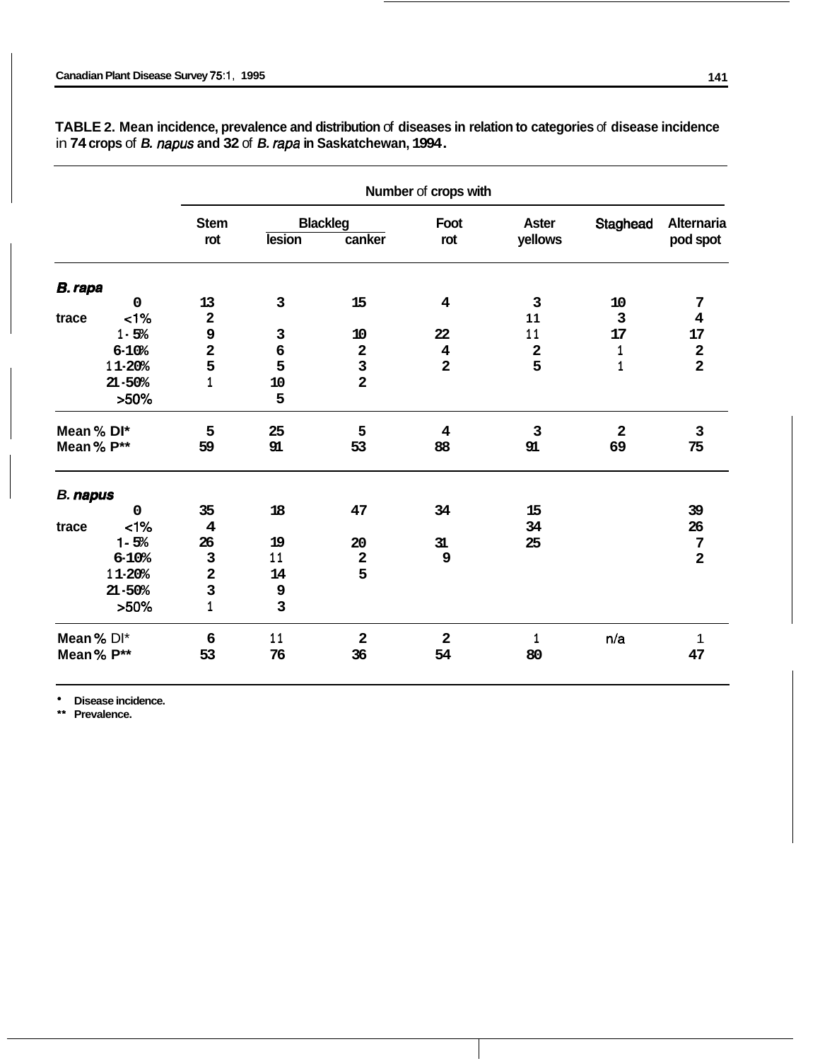**TABLE 2. Mean incidence, prevalence and distribution of diseases in relation to categories of disease incidence in 74 crops of *B. napus* and 32 of *B. rapa* in Saskatchewan, 1994.**

| | Number of crops with | | | | | | |
|---|---|---|---|---|---|---|---|
| | Stem rot | Blackleg | | Foot rot | Aster yellows | Staghead | Alternaria pod spot |
| | | lesion | canker | | | | |
| ***B. rapa*** | | | | | | | |
| 0 | 13 | 3 | 15 | 4 | 3 | 10 | 7 |
| trace <1% | 2 | | | | 11 | 3 | 4 |
| 1-5% | 9 | 3 | 10 | 22 | 11 | 17 | 17 |
| 6-10% | 2 | 6 | 2 | 4 | 2 | 1 | 2 |
| 11-20% | 5 | 5 | 3 | 2 | 5 | 1 | 2 |
| 21-50% | 1 | 10 | 2 | | | | |
| >50% | | 5 | | | | | |
| Mean % DI* | 5 | 25 | 5 | 4 | 3 | 2 | 3 |
| Mean % P** | 59 | 91 | 53 | 88 | 91 | 69 | 75 |
| ***B. napus*** | | | | | | | |
| 0 | 35 | 18 | 47 | 34 | 15 | | 39 |
| trace <1% | 4 | | | | 34 | | 26 |
| 1-5% | 26 | 19 | 20 | 31 | 25 | | 7 |
| 6-10% | 3 | 11 | 2 | 9 | | | 2 |
| 11-20% | 2 | 14 | 5 | | | | |
| 21-50% | 3 | 9 | | | | | |
| >50% | 1 | 3 | | | | | |
| Mean % DI* | 6 | 11 | 2 | 2 | 1 | n/a | 1 |
| Mean % P** | 53 | 76 | 36 | 54 | 80 | | 47 |

* Disease incidence.
** Prevalence.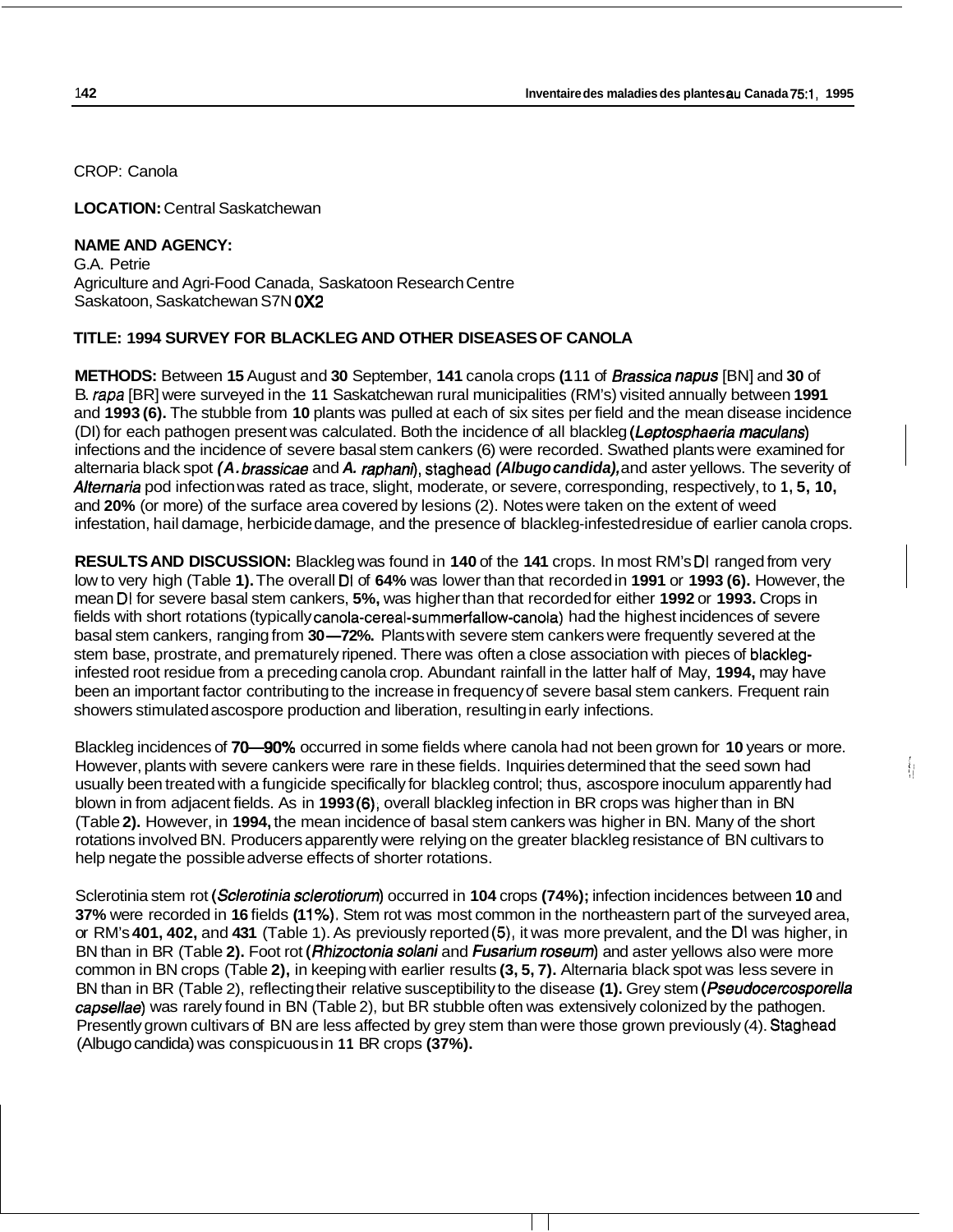CROP: Canola

**LOCATION:** Central Saskatchewan

**NAME AND AGENCY:**
G.A. Petrie
Agriculture and Agri-Food Canada, Saskatoon Research Centre
Saskatoon, Saskatchewan S7N 0X2

**TITLE: 1994 SURVEY FOR BLACKLEG AND OTHER DISEASES OF CANOLA**

**METHODS:** Between **15** August and **30** September, **141** canola crops **(1**11 of *Brassica napus* [BN] and **30** of *B. rapa* [BR] were surveyed in the **11** Saskatchewan rural municipalities (RM's) visited annually between **1991** and **1993 (6).** The stubble from **10** plants was pulled at each of six sites per field and the mean disease incidence (DI) for each pathogen present was calculated. Both the incidence of all blackleg **(***Leptosphaeria maculans*) infections and the incidence of severe basal stem cankers (6) were recorded. Swathed plants were examined for alternaria black spot ***(A. brassicae*** and ***A. raphani***), staghead ***(Albugo candida),*** and aster yellows. The severity of *Alternaria* pod infection was rated as trace, slight, moderate, or severe, corresponding, respectively, to **1, 5, 10,** and **20%** (or more) of the surface area covered by lesions (2). Notes were taken on the extent of weed infestation, hail damage, herbicide damage, and the presence of blackleg-infested residue of earlier canola crops.

**RESULTS AND DISCUSSION:** Blackleg was found in **140** of the **141** crops. In most RM's DI ranged from very low to very high (Table **1).** The overall DI of **64%** was lower than that recorded in **1991** or **1993 (6).** However, the mean DI for severe basal stem cankers, **5%,** was higher than that recorded for either **1992** or **1993.** Crops in fields with short rotations (typically canola-cereal-summerfallow-canola) had the highest incidences of severe basal stem cankers, ranging from **30—72%.** Plants with severe stem cankers were frequently severed at the stem base, prostrate, and prematurely ripened. There was often a close association with pieces of blackleg-infested root residue from a preceding canola crop. Abundant rainfall in the latter half of May, **1994,** may have been an important factor contributing to the increase in frequency of severe basal stem cankers. Frequent rain showers stimulated ascospore production and liberation, resulting in early infections.

Blackleg incidences of **70—90%** occurred in some fields where canola had not been grown for **10** years or more. However, plants with severe cankers were rare in these fields. Inquiries determined that the seed sown had usually been treated with a fungicide specifically for blackleg control; thus, ascospore inoculum apparently had blown in from adjacent fields. As in **1993 (6)**, overall blackleg infection in BR crops was higher than in BN (Table **2).** However, in **1994,** the mean incidence of basal stem cankers was higher in BN. Many of the short rotations involved BN. Producers apparently were relying on the greater blackleg resistance of BN cultivars to help negate the possible adverse effects of shorter rotations.

Sclerotinia stem rot (*Sclerotinia sclerotiorum*) occurred in **104** crops **(74%);** infection incidences between **10** and **37%** were recorded in **16** fields **(11%)**. Stem rot was most common in the northeastern part of the surveyed area, or RM's **401, 402,** and **431** (Table 1). As previously reported (5), it was more prevalent, and the DI was higher, in BN than in BR (Table **2).** Foot rot (*Rhizoctonia solani* and *Fusarium roseum*) and aster yellows also were more common in BN crops (Table **2),** in keeping with earlier results **(3, 5, 7).** Alternaria black spot was less severe in BN than in BR (Table 2), reflecting their relative susceptibility to the disease **(1).** Grey stem (*Pseudocercosporella capsellae*) was rarely found in BN (Table 2), but BR stubble often was extensively colonized by the pathogen. Presently grown cultivars of BN are less affected by grey stem than were those grown previously (4). Staghead (Albugo candida) was conspicuous in **11** BR crops **(37%).**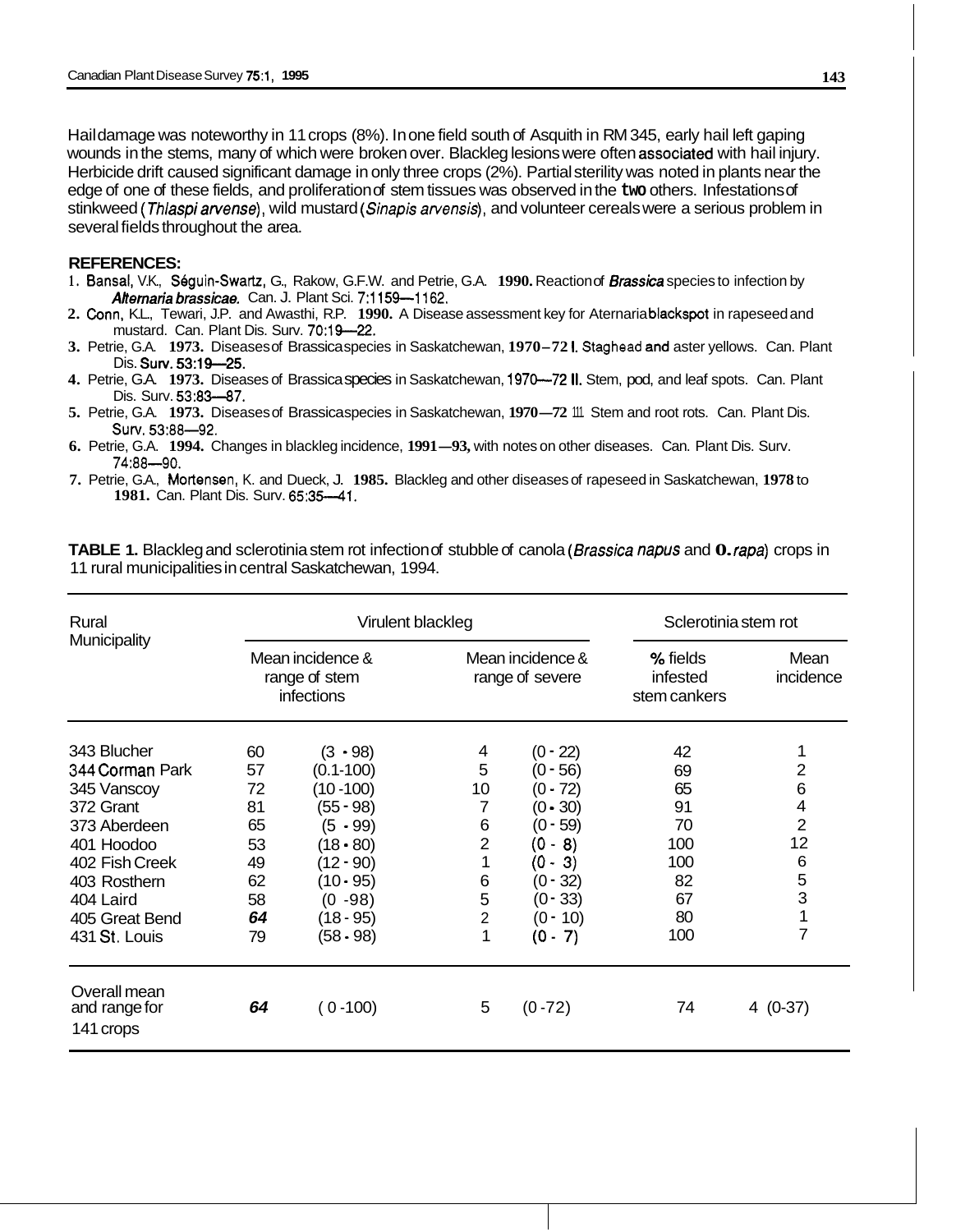Hail damage was noteworthy in 11 crops (8%). In one field south of Asquith in RM 345, early hail left gaping wounds in the stems, many of which were broken over. Blackleg lesions were often associated with hail injury. Herbicide drift caused significant damage in only three crops (2%). Partial sterility was noted in plants near the edge of one of these fields, and proliferation of stem tissues was observed in the two others. Infestations of stinkweed (*Thlaspi arvense*), wild mustard (*Sinapis arvensis*), and volunteer cereals were a serious problem in several fields throughout the area.

**REFERENCES:**

1. Bansal, V.K., Séguin-Swartz, G., Rakow, G.F.W. and Petrie, G.A. **1990.** Reaction of *Brassica* species to infection by *Alternaria brassicae.* Can. J. Plant Sci. 7:1159—1162.
2. Conn, K.L., Tewari, J.P. and Awasthi, R.P. **1990.** A Disease assessment key for Aternaria blackspot in rapeseed and mustard. Can. Plant Dis. Surv. 70:19—22.
3. Petrie, G.A. **1973.** Diseases of Brassica species in Saskatchewan, **1970–72 I.** Staghead and aster yellows. Can. Plant Dis. Surv. 53:19—25.
4. Petrie, G.A. **1973.** Diseases of Brassica species in Saskatchewan, 1970—72 II. Stem, pod, and leaf spots. Can. Plant Dis. Surv. 53:83—87.
5. Petrie, G.A. **1973.** Diseases of Brassica species in Saskatchewan, **1970—72** III. Stem and root rots. Can. Plant Dis. Surv. 53:88—92.
6. Petrie, G.A. **1994.** Changes in blackleg incidence, **1991—93,** with notes on other diseases. Can. Plant Dis. Surv. 74:88—90.
7. Petrie, G.A., Mortensen, K. and Dueck, J. **1985.** Blackleg and other diseases of rapeseed in Saskatchewan, **1978** to **1981.** Can. Plant Dis. Surv. 65:35—41.

**TABLE 1.** Blackleg and sclerotinia stem rot infection of stubble of canola (*Brassica napus* and *B. rapa*) crops in 11 rural municipalities in central Saskatchewan, 1994.

| Rural Municipality | Virulent blackleg | | | | Sclerotinia stem rot | |
|---|---|---|---|---|---|---|
| | Mean incidence & range of stem infections | | Mean incidence & range of severe | | % fields infested stem cankers | Mean incidence |
| 343 Blucher | 60 | (3 - 98) | 4 | (0 - 22) | 42 | 1 |
| 344 Corman Park | 57 | (0.1-100) | 5 | (0 - 56) | 69 | 2 |
| 345 Vanscoy | 72 | (10 -100) | 10 | (0 - 72) | 65 | 6 |
| 372 Grant | 81 | (55 - 98) | 7 | (0 - 30) | 91 | 4 |
| 373 Aberdeen | 65 | (5 - 99) | 6 | (0 - 59) | 70 | 2 |
| 401 Hoodoo | 53 | (18 - 80) | 2 | (0 - 8) | 100 | 12 |
| 402 Fish Creek | 49 | (12 - 90) | 1 | (0 - 3) | 100 | 6 |
| 403 Rosthern | 62 | (10 - 95) | 6 | (0 - 32) | 82 | 5 |
| 404 Laird | 58 | (0 -98) | 5 | (0 - 33) | 67 | 3 |
| 405 Great Bend | 64 | (18 - 95) | 2 | (0 - 10) | 80 | 1 |
| 431 St. Louis | 79 | (58 - 98) | 1 | (0 - 7) | 100 | 7 |
| Overall mean and range for 141 crops | 64 | ( 0 -100) | 5 | (0 -72) | 74 | 4 (0-37) |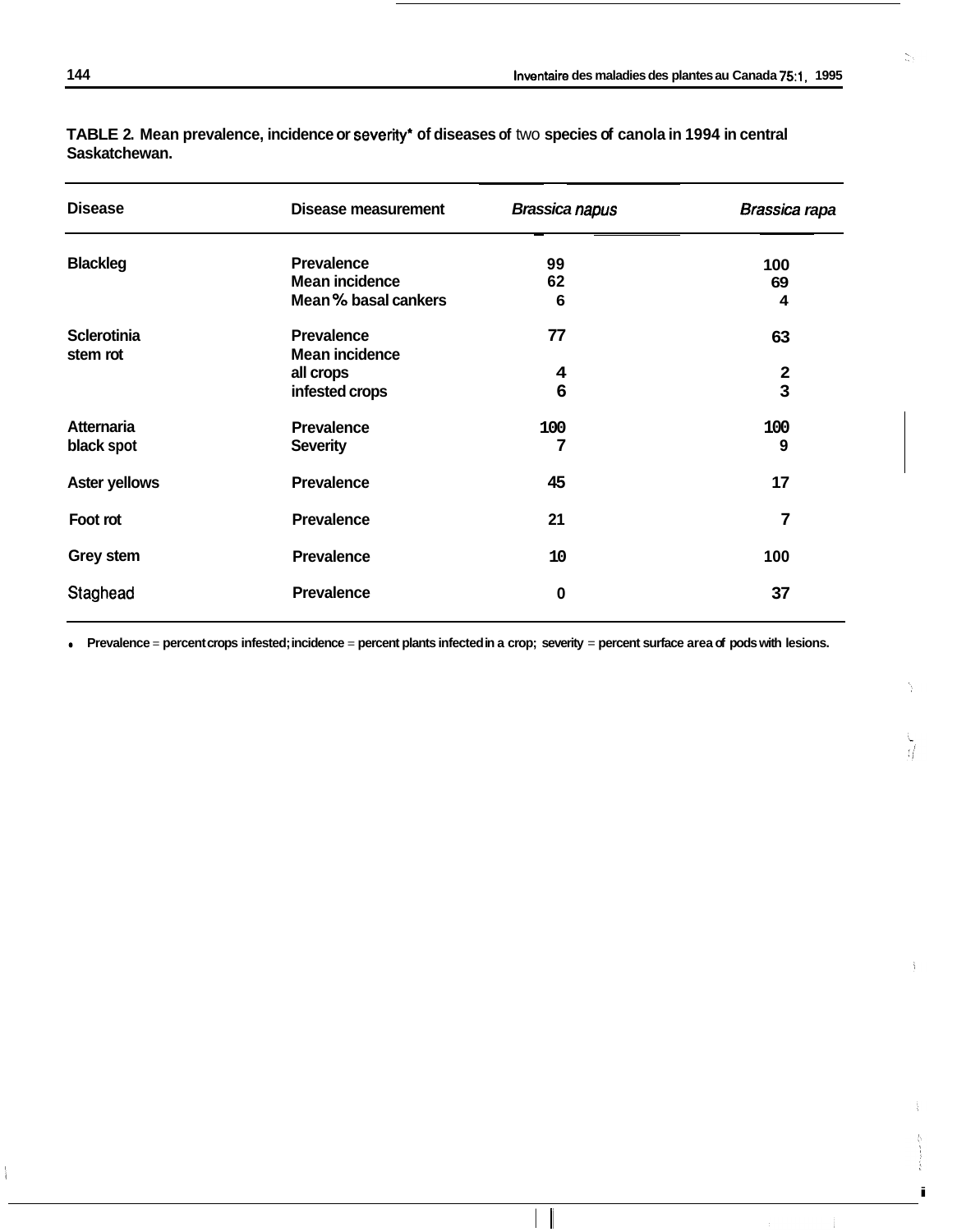**TABLE 2. Mean prevalence, incidence or severity* of diseases of two species of canola in 1994 in central Saskatchewan.**

| Disease | Disease measurement | *Brassica napus* | *Brassica rapa* |
|---|---|---|---|
| Blackleg | Prevalence | 99 | 100 |
| | Mean incidence | 62 | 69 |
| | Mean % basal cankers | 6 | 4 |
| Sclerotinia stem rot | Prevalence | 77 | 63 |
| | Mean incidence | | |
| | all crops | 4 | 2 |
| | infested crops | 6 | 3 |
| Atternaria black spot | Prevalence | 100 | 100 |
| | Severity | 7 | 9 |
| Aster yellows | Prevalence | 45 | 17 |
| Foot rot | Prevalence | 21 | 7 |
| Grey stem | Prevalence | 10 | 100 |
| Staghead | Prevalence | 0 | 37 |

* Prevalence = percent crops infested; incidence = percent plants infected in a crop; severity = percent surface area of pods with lesions.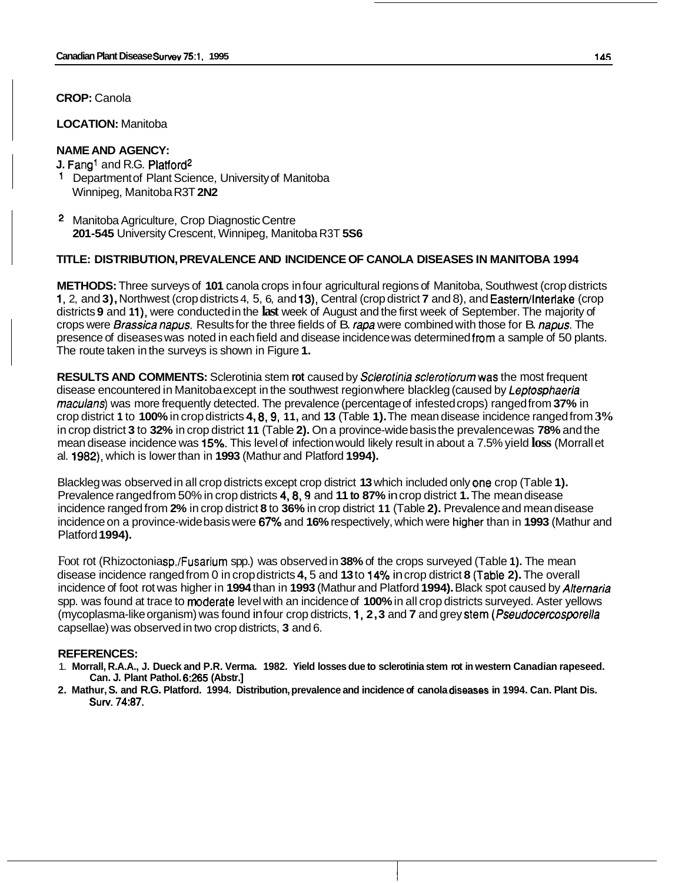**CROP:** Canola

**LOCATION:** Manitoba

**NAME AND AGENCY:**

J. Fang[1] and R.G. Platford[2]

[1] Department of Plant Science, University of Manitoba
Winnipeg, Manitoba R3T 2N2

[2] Manitoba Agriculture, Crop Diagnostic Centre
201-545 University Crescent, Winnipeg, Manitoba R3T 5S6

**TITLE: DISTRIBUTION, PREVALENCE AND INCIDENCE OF CANOLA DISEASES IN MANITOBA 1994**

**METHODS:** Three surveys of 101 canola crops in four agricultural regions of Manitoba, Southwest (crop districts 1, 2, and 3), Northwest (crop districts 4, 5, 6, and 13), Central (crop district 7 and 8), and Eastern/Interlake (crop districts 9 and 11), were conducted in the last week of August and the first week of September. The majority of crops were *Brassica napus*. Results for the three fields of *B. rapa* were combined with those for *B. napus*. The presence of diseases was noted in each field and disease incidence was determined from a sample of 50 plants. The route taken in the surveys is shown in Figure 1.

**RESULTS AND COMMENTS:** Sclerotinia stem rot caused by *Sclerotinia sclerotiorum* was the most frequent disease encountered in Manitoba except in the southwest region where blackleg (caused by *Leptosphaeria maculans*) was more frequently detected. The prevalence (percentage of infested crops) ranged from 37% in crop district 1 to 100% in crop districts 4, 8, 9, 11, and 13 (Table 1). The mean disease incidence ranged from 3% in crop district 3 to 32% in crop district 11 (Table 2). On a province-wide basis the prevalence was 78% and the mean disease incidence was 15%. This level of infection would likely result in about a 7.5% yield loss (Morrall et al. 1982), which is lower than in 1993 (Mathur and Platford 1994).

Blackleg was observed in all crop districts except crop district 13 which included only one crop (Table 1). Prevalence ranged from 50% in crop districts 4, 8, 9 and 11 to 87% in crop district 1. The mean disease incidence ranged from 2% in crop district 8 to 36% in crop district 11 (Table 2). Prevalence and mean disease incidence on a province-wide basis were 67% and 16% respectively, which were higher than in 1993 (Mathur and Platford 1994).

Foot rot (Rhizoctonia sp./Fusarium spp.) was observed in 38% of the crops surveyed (Table 1). The mean disease incidence ranged from 0 in crop districts 4, 5 and 13 to 14% in crop district 8 (Table 2). The overall incidence of foot rot was higher in 1994 than in 1993 (Mathur and Platford 1994). Black spot caused by *Alternaria* spp. was found at trace to moderate level with an incidence of 100% in all crop districts surveyed. Aster yellows (mycoplasma-like organism) was found in four crop districts, 1, 2, 3 and 7 and grey stem (*Pseudocercosporella capsellae*) was observed in two crop districts, 3 and 6.

**REFERENCES:**

1. Morrall, R.A.A., J. Dueck and P.R. Verma. 1982. Yield losses due to sclerotinia stem rot in western Canadian rapeseed. Can. J. Plant Pathol. 6:265 (Abstr.]
2. Mathur, S. and R.G. Platford. 1994. Distribution, prevalence and incidence of canola diseases in 1994. Can. Plant Dis. Surv. 74:87.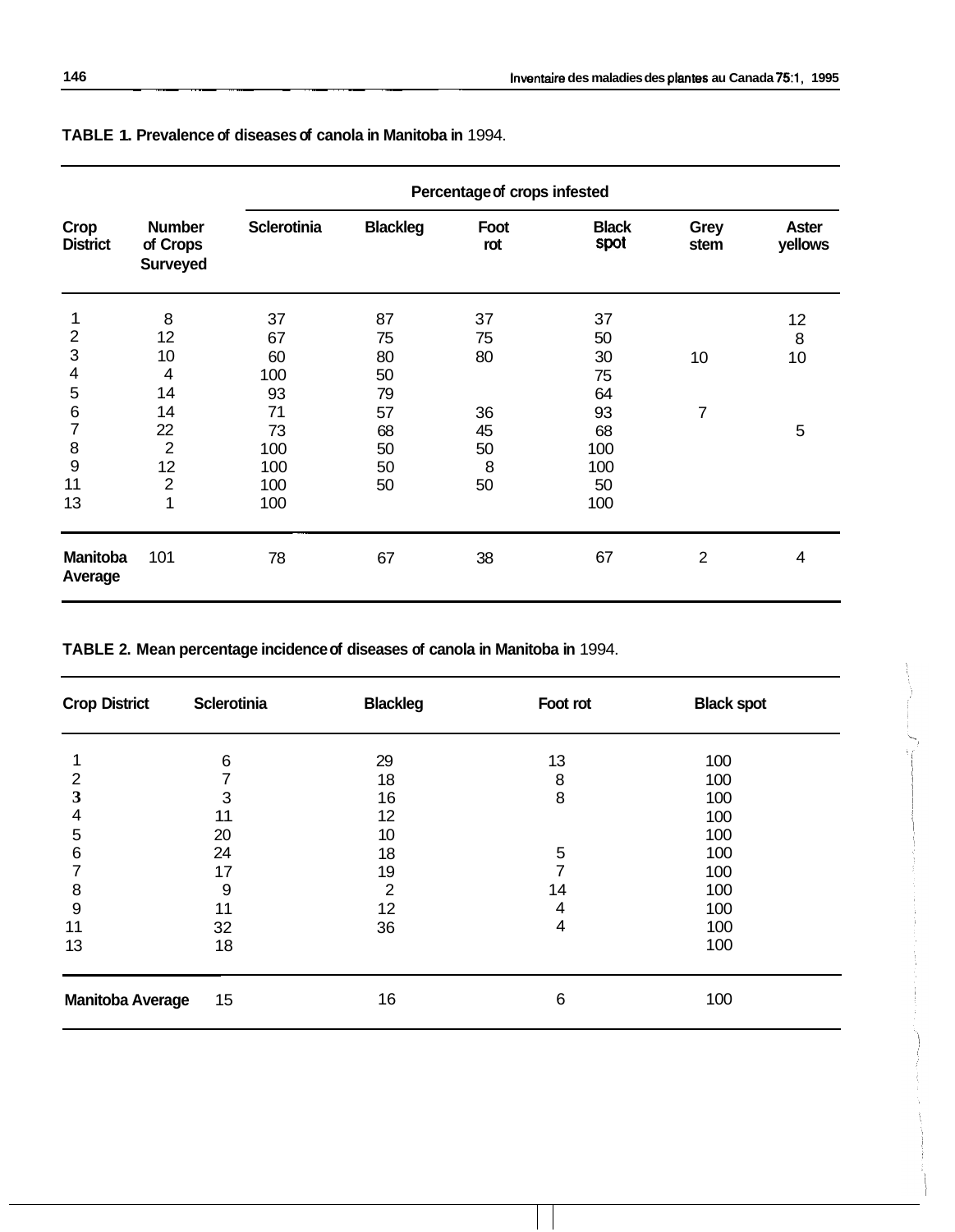**TABLE 1. Prevalence of diseases of canola in Manitoba in** 1994.

| Crop District | Number of Crops Surveyed | Percentage of crops infested | | | | | |
|---|---|---|---|---|---|---|---|
| | | Sclerotinia | Blackleg | Foot rot | Black spot | Grey stem | Aster yellows |
| 1 | 8 | 37 | 87 | 37 | 37 | | 12 |
| 2 | 12 | 67 | 75 | 75 | 50 | | 8 |
| 3 | 10 | 60 | 80 | 80 | 30 | 10 | 10 |
| 4 | 4 | 100 | 50 | | 75 | | |
| 5 | 14 | 93 | 79 | | 64 | | |
| 6 | 14 | 71 | 57 | 36 | 93 | 7 | |
| 7 | 22 | 73 | 68 | 45 | 68 | | 5 |
| 8 | 2 | 100 | 50 | 50 | 100 | | |
| 9 | 12 | 100 | 50 | 8 | 100 | | |
| 11 | 2 | 100 | 50 | 50 | 50 | | |
| 13 | 1 | 100 | | | 100 | | |
| **Manitoba Average** | 101 | 78 | 67 | 38 | 67 | 2 | 4 |

**TABLE 2. Mean percentage incidence of diseases of canola in Manitoba in** 1994.

| Crop District | Sclerotinia | Blackleg | Foot rot | Black spot |
|---|---|---|---|---|
| 1 | 6 | 29 | 13 | 100 |
| 2 | 7 | 18 | 8 | 100 |
| 3 | 3 | 16 | 8 | 100 |
| 4 | 11 | 12 | | 100 |
| 5 | 20 | 10 | | 100 |
| 6 | 24 | 18 | 5 | 100 |
| 7 | 17 | 19 | 7 | 100 |
| 8 | 9 | 2 | 14 | 100 |
| 9 | 11 | 12 | 4 | 100 |
| 11 | 32 | 36 | 4 | 100 |
| 13 | 18 | | | 100 |
| **Manitoba Average** | 15 | 16 | 6 | 100 |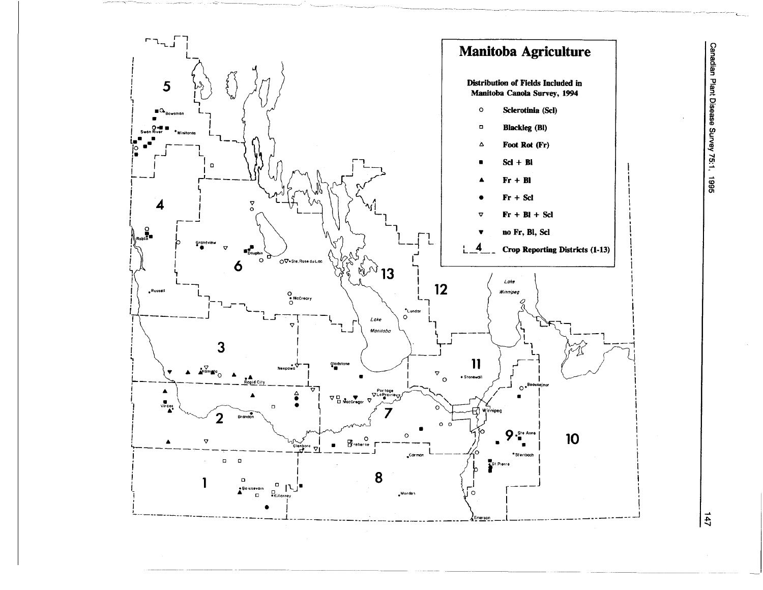# Manitoba Agriculture

**Distribution of Fields Included in Manitoba Canola Survey, 1994**

| Symbol | Meaning |
| --- | --- |
| ○ | Sclerotinia (Scl) |
| □ | Blackleg (Bl) |
| △ | Foot Rot (Fr) |
| ■ | Scl + Bl |
| ▲ | Fr + Bl |
| ● | Fr + Scl |
| ▽ | Fr + Bl + Scl |
| ▼ | no Fr, Bl, Scl |
| 4 | Crop Reporting Districts (1-13) |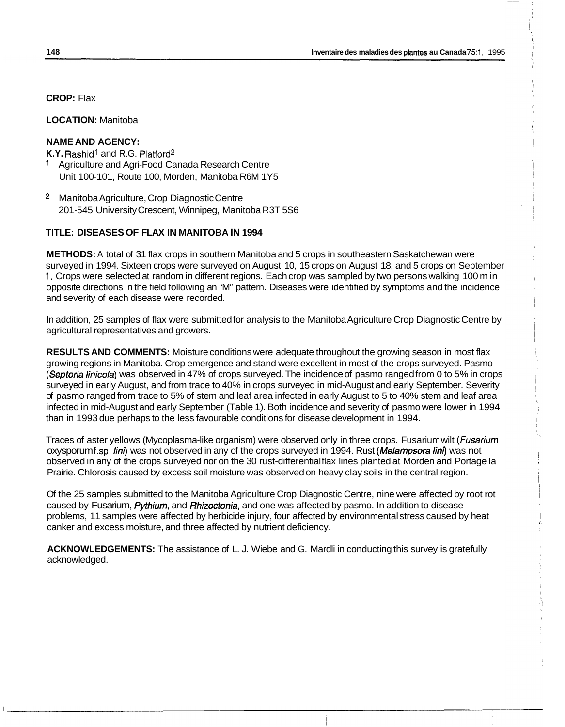**CROP:** Flax

**LOCATION:** Manitoba

**NAME AND AGENCY:**
**K.Y. Rashid**[1] and R.G. Platford[2]

[1] Agriculture and Agri-Food Canada Research Centre
Unit 100-101, Route 100, Morden, Manitoba R6M 1Y5

[2] Manitoba Agriculture, Crop Diagnostic Centre
201-545 University Crescent, Winnipeg, Manitoba R3T 5S6

**TITLE: DISEASES OF FLAX IN MANITOBA IN 1994**

**METHODS:** A total of 31 flax crops in southern Manitoba and 5 crops in southeastern Saskatchewan were surveyed in 1994. Sixteen crops were surveyed on August 10, 15 crops on August 18, and 5 crops on September 1. Crops were selected at random in different regions. Each crop was sampled by two persons walking 100 m in opposite directions in the field following an "M" pattern. Diseases were identified by symptoms and the incidence and severity of each disease were recorded.

In addition, 25 samples of flax were submitted for analysis to the Manitoba Agriculture Crop Diagnostic Centre by agricultural representatives and growers.

**RESULTS AND COMMENTS:** Moisture conditions were adequate throughout the growing season in most flax growing regions in Manitoba. Crop emergence and stand were excellent in most of the crops surveyed. Pasmo (*Septoria linicola*) was observed in 47% of crops surveyed. The incidence of pasmo ranged from 0 to 5% in crops surveyed in early August, and from trace to 40% in crops surveyed in mid-August and early September. Severity of pasmo ranged from trace to 5% of stem and leaf area infected in early August to 5 to 40% stem and leaf area infected in mid-August and early September (Table 1). Both incidence and severity of pasmo were lower in 1994 than in 1993 due perhaps to the less favourable conditions for disease development in 1994.

Traces of aster yellows (Mycoplasma-like organism) were observed only in three crops. Fusarium wilt (*Fusarium oxysporum* f.sp. *lini*) was not observed in any of the crops surveyed in 1994. Rust (*Melampsora lini*) was not observed in any of the crops surveyed nor on the 30 rust-differential flax lines planted at Morden and Portage la Prairie. Chlorosis caused by excess soil moisture was observed on heavy clay soils in the central region.

Of the 25 samples submitted to the Manitoba Agriculture Crop Diagnostic Centre, nine were affected by root rot caused by Fusarium, *Pythium*, and *Rhizoctonia*, and one was affected by pasmo. In addition to disease problems, 11 samples were affected by herbicide injury, four affected by environmental stress caused by heat canker and excess moisture, and three affected by nutrient deficiency.

**ACKNOWLEDGEMENTS:** The assistance of L. J. Wiebe and G. Mardli in conducting this survey is gratefully acknowledged.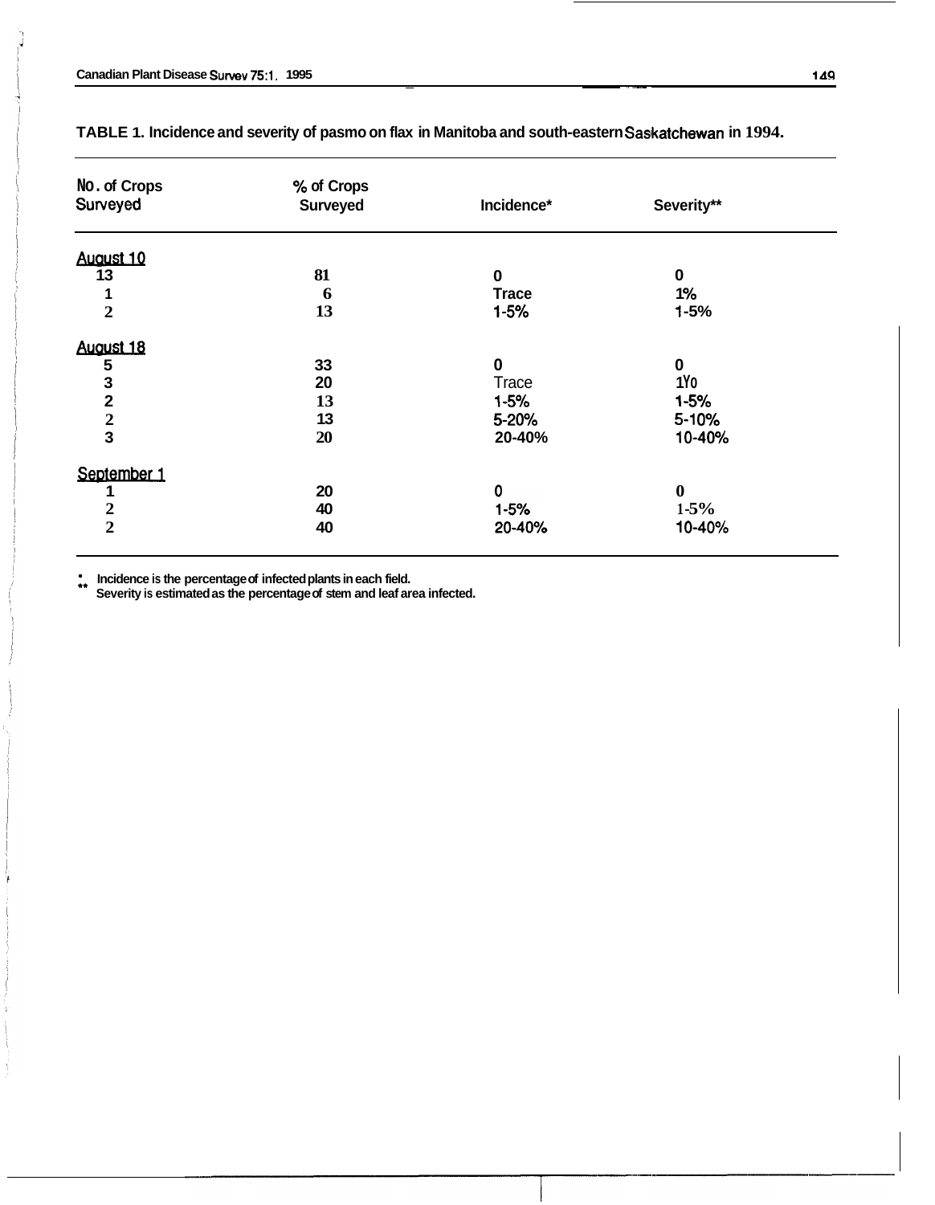**TABLE 1. Incidence and severity of pasmo on flax in Manitoba and south-eastern Saskatchewan in 1994.**

| No. of Crops Surveyed | % of Crops Surveyed | Incidence* | Severity** |
|---|---|---|---|
| August 10 | | | |
| 13 | 81 | 0 | 0 |
| 1 | 6 | Trace | 1% |
| 2 | 13 | 1-5% | 1-5% |
| August 18 | | | |
| 5 | 33 | 0 | 0 |
| 3 | 20 | Trace | 1Y0 |
| 2 | 13 | 1-5% | 1-5% |
| 2 | 13 | 5-20% | 5-10% |
| 3 | 20 | 20-40% | 10-40% |
| September 1 | | | |
| 1 | 20 | 0 | 0 |
| 2 | 40 | 1-5% | 1-5% |
| 2 | 40 | 20-40% | 10-40% |

\* Incidence is the percentage of infected plants in each field.
\*\* Severity is estimated as the percentage of stem and leaf area infected.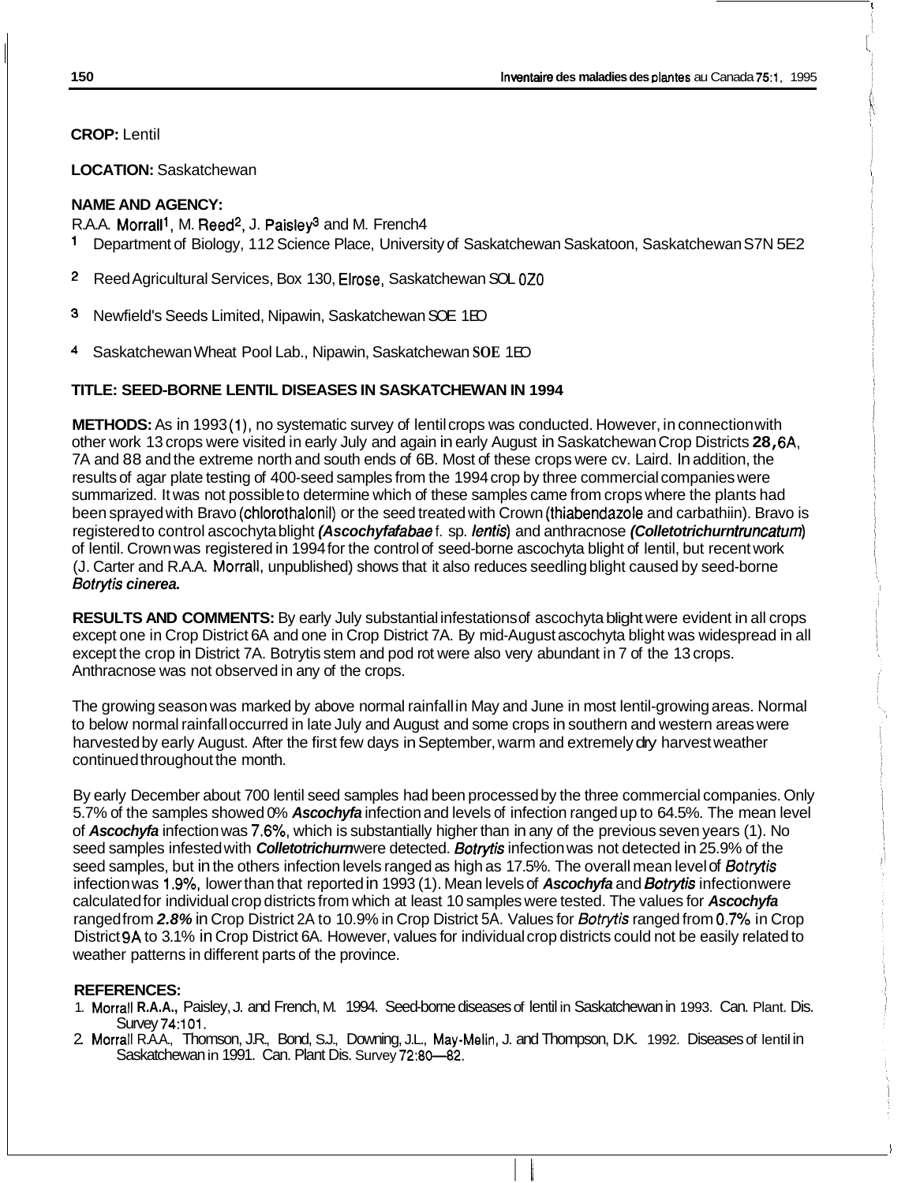**CROP:** Lentil

**LOCATION:** Saskatchewan

**NAME AND AGENCY:**

R.A.A. Morrall[1], M. Reed[2], J. Paisley[3] and M. French4

[1] Department of Biology, 112 Science Place, University of Saskatchewan Saskatoon, Saskatchewan S7N 5E2

[2] Reed Agricultural Services, Box 130, Elrose, Saskatchewan S0L 0Z0

[3] Newfield's Seeds Limited, Nipawin, Saskatchewan S0E 1E0

[4] Saskatchewan Wheat Pool Lab., Nipawin, Saskatchewan S0E 1E0

**TITLE: SEED-BORNE LENTIL DISEASES IN SASKATCHEWAN IN 1994**

**METHODS:** As in 1993 (1), no systematic survey of lentil crops was conducted. However, in connection with other work 13 crops were visited in early July and again in early August in Saskatchewan Crop Districts **2B, 6A**, 7A and 8B and the extreme north and south ends of 6B. Most of these crops were cv. Laird. In addition, the results of agar plate testing of 400-seed samples from the 1994 crop by three commercial companies were summarized. It was not possible to determine which of these samples came from crops where the plants had been sprayed with Bravo (chlorothalonil) or the seed treated with Crown (thiabendazole and carbathiin). Bravo is registered to control ascochyta blight ***(Ascochyta fabae*** f. sp. *lentis*) and anthracnose ***(Colletotrichum truncatum)*** of lentil. Crown was registered in 1994 for the control of seed-borne ascochyta blight of lentil, but recent work (J. Carter and R.A.A. Morrall, unpublished) shows that it also reduces seedling blight caused by seed-borne ***Botrytis cinerea.***

**RESULTS AND COMMENTS:** By early July substantial infestations of ascochyta blight were evident in all crops except one in Crop District 6A and one in Crop District 7A. By mid-August ascochyta blight was widespread in all except the crop in District 7A. Botrytis stem and pod rot were also very abundant in 7 of the 13 crops. Anthracnose was not observed in any of the crops.

The growing season was marked by above normal rainfall in May and June in most lentil-growing areas. Normal to below normal rainfall occurred in late July and August and some crops in southern and western areas were harvested by early August. After the first few days in September, warm and extremely dry harvest weather continued throughout the month.

By early December about 700 lentil seed samples had been processed by the three commercial companies. Only 5.7% of the samples showed 0% ***Ascochyta*** infection and levels of infection ranged up to 64.5%. The mean level of ***Ascochyta*** infection was 7.6%, which is substantially higher than in any of the previous seven years (1). No seed samples infested with ***Colletotrichum*** were detected. *Botrytis* infection was not detected in 25.9% of the seed samples, but in the others infection levels ranged as high as 17.5%. The overall mean level of *Botrytis* infection was 1.9%, lower than that reported in 1993 (1). Mean levels of ***Ascochyta*** and ***Botrytis*** infection were calculated for individual crop districts from which at least 10 samples were tested. The values for ***Ascochyta*** ranged from ***2.8%*** in Crop District 2A to 10.9% in Crop District 5A. Values for *Botrytis* ranged from 0.7% in Crop District 9A to 3.1% in Crop District 6A. However, values for individual crop districts could not be easily related to weather patterns in different parts of the province.

**REFERENCES:**

1. Morrall **R.A.A.,** Paisley, J. and French, M. 1994. Seed-borne diseases of lentil in Saskatchewan in 1993. Can. Plant. Dis. Survey 74:101.
2. Morrall R.A.A., Thomson, J.R., Bond, S.J., Downing, J.L., May-Melin, J. and Thompson, D.K. 1992. Diseases of lentil in Saskatchewan in 1991. Can. Plant Dis. Survey 72:80—82.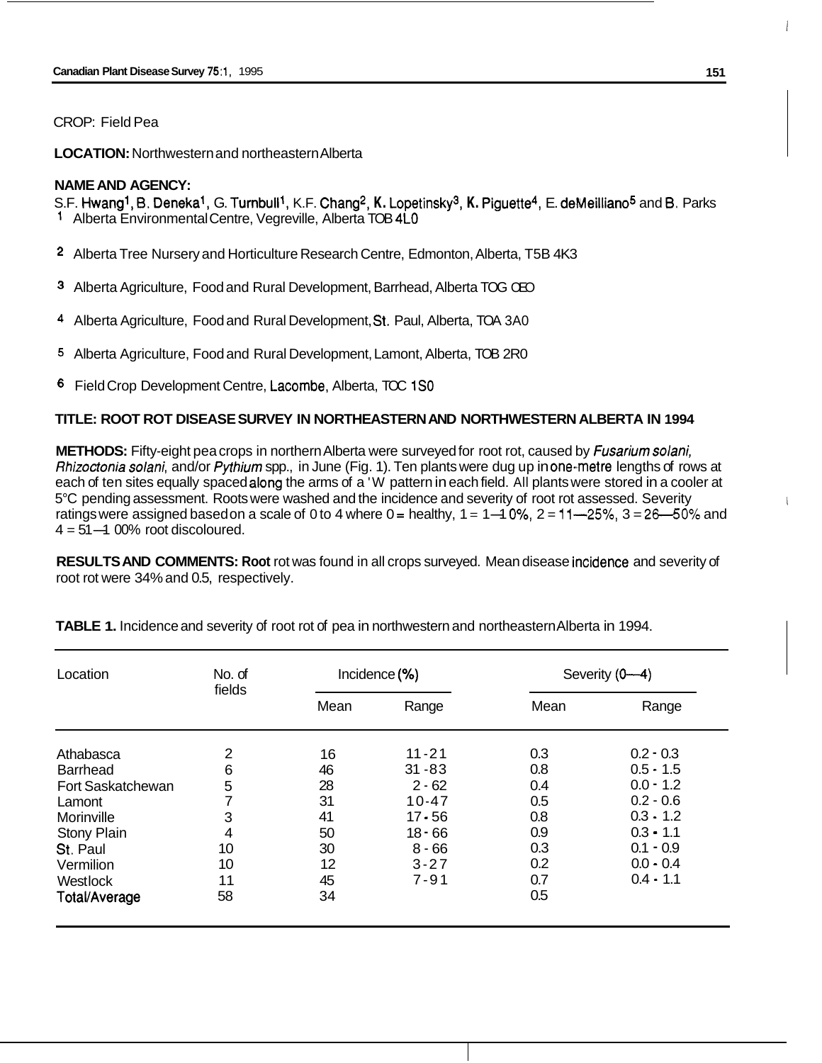CROP: Field Pea

**LOCATION:** Northwestern and northeastern Alberta

**NAME AND AGENCY:**
S.F. Hwang[1], B. Deneka[1], G. Turnbull[1], K.F. Chang[2], K. Lopetinsky[3], K. Piguette[4], E. deMeilliano[5] and B. Parks
[1] Alberta Environmental Centre, Vegreville, Alberta TOB 4L0

[2] Alberta Tree Nursery and Horticulture Research Centre, Edmonton, Alberta, T5B 4K3

[3] Alberta Agriculture, Food and Rural Development, Barrhead, Alberta TOG OEO

[4] Alberta Agriculture, Food and Rural Development, St. Paul, Alberta, TOA 3A0

[5] Alberta Agriculture, Food and Rural Development, Lamont, Alberta, TOB 2R0

[6] Field Crop Development Centre, Lacombe, Alberta, TOC 1S0

**TITLE: ROOT ROT DISEASE SURVEY IN NORTHEASTERN AND NORTHWESTERN ALBERTA IN 1994**

**METHODS:** Fifty-eight pea crops in northern Alberta were surveyed for root rot, caused by *Fusarium solani*, *Rhizoctonia solani*, and/or *Pythium* spp., in June (Fig. 1). Ten plants were dug up in one-metre lengths of rows at each of ten sites equally spaced along the arms of a 'W pattern in each field. All plants were stored in a cooler at 5°C pending assessment. Roots were washed and the incidence and severity of root rot assessed. Severity ratings were assigned based on a scale of 0 to 4 where 0 = healthy, 1 = 1–10%, 2 = 11–25%, 3 = 26–50% and 4 = 51–100% root discoloured.

**RESULTS AND COMMENTS: Root** rot was found in all crops surveyed. Mean disease incidence and severity of root rot were 34% and 0.5, respectively.

**TABLE 1.** Incidence and severity of root rot of pea in northwestern and northeastern Alberta in 1994.

| Location | No. of fields | Incidence (%) | | Severity (0–4) | |
|---|---|---|---|---|---|
| | | Mean | Range | Mean | Range |
| Athabasca | 2 | 16 | 11-21 | 0.3 | 0.2 - 0.3 |
| Barrhead | 6 | 46 | 31-83 | 0.8 | 0.5 - 1.5 |
| Fort Saskatchewan | 5 | 28 | 2 - 62 | 0.4 | 0.0 - 1.2 |
| Lamont | 7 | 31 | 10-47 | 0.5 | 0.2 - 0.6 |
| Morinville | 3 | 41 | 17 - 56 | 0.8 | 0.3 - 1.2 |
| Stony Plain | 4 | 50 | 18 - 66 | 0.9 | 0.3 - 1.1 |
| St. Paul | 10 | 30 | 8 - 66 | 0.3 | 0.1 - 0.9 |
| Vermilion | 10 | 12 | 3-27 | 0.2 | 0.0 - 0.4 |
| Westlock | 11 | 45 | 7-91 | 0.7 | 0.4 - 1.1 |
| Total/Average | 58 | 34 | | 0.5 | |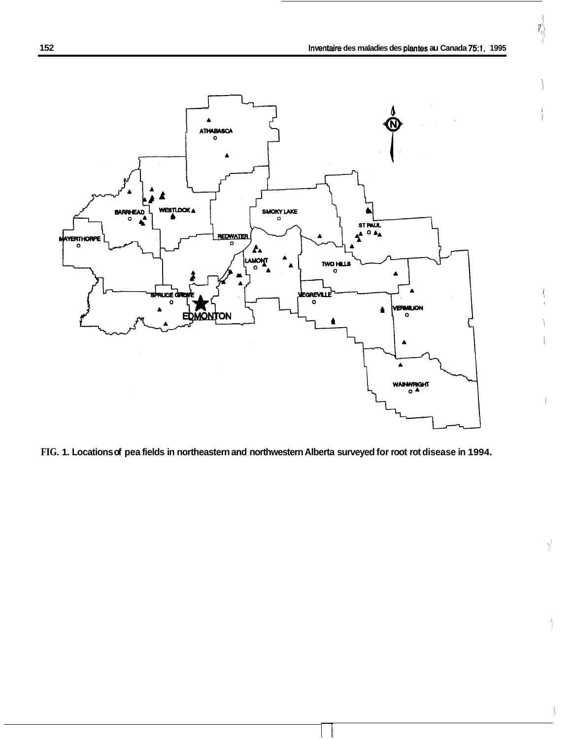FIG. 1. Locations of pea fields in northeastern and northwestern Alberta surveyed for root rot disease in 1994.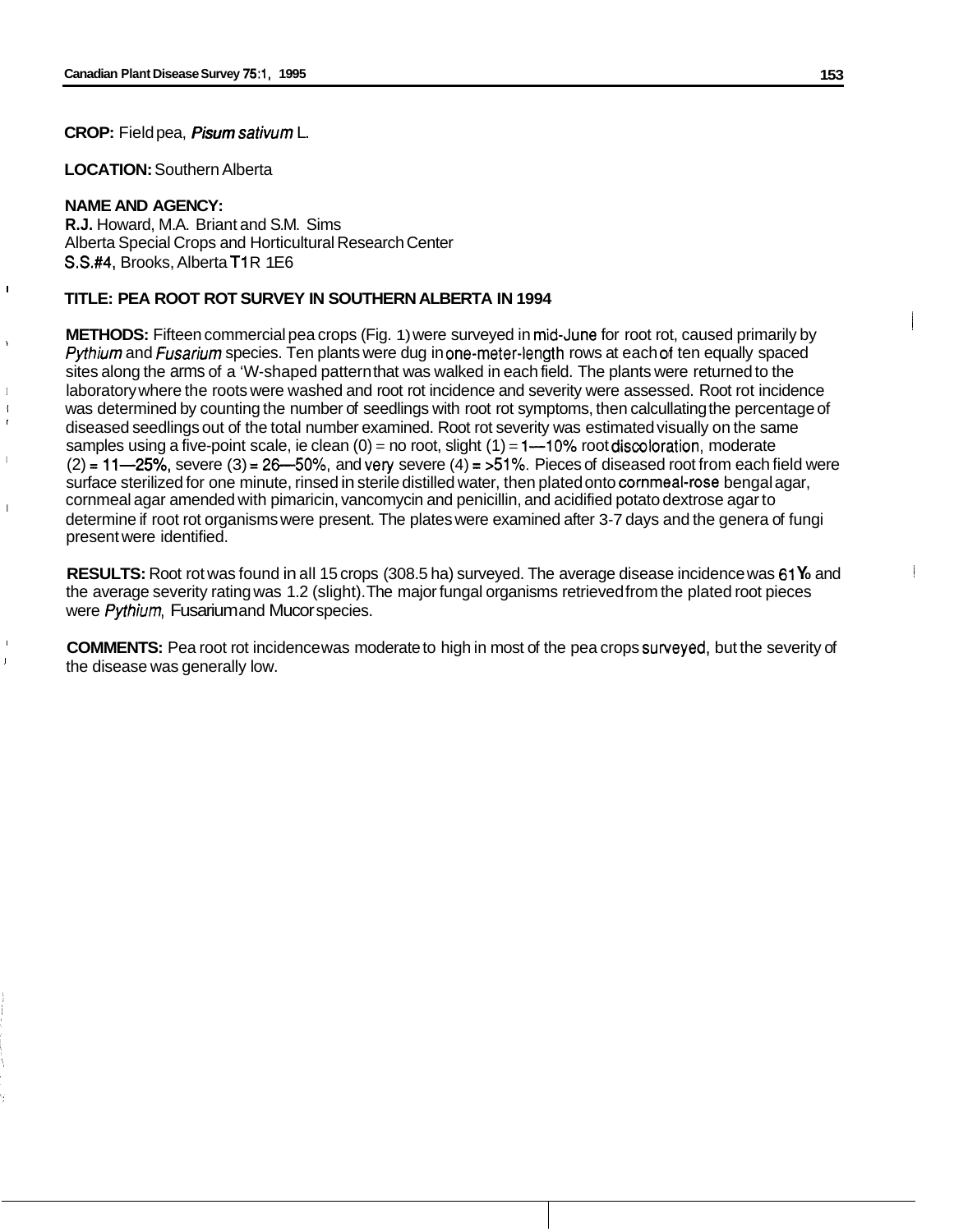**CROP:** Field pea, *Pisum sativum* L.

**LOCATION:** Southern Alberta

**NAME AND AGENCY:**
**R.J.** Howard, M.A. Briant and S.M. Sims
Alberta Special Crops and Horticultural Research Center
S.S.#4, Brooks, Alberta T1R 1E6

**TITLE: PEA ROOT ROT SURVEY IN SOUTHERN ALBERTA IN 1994**

**METHODS:** Fifteen commercial pea crops (Fig. 1) were surveyed in mid-June for root rot, caused primarily by *Pythium* and *Fusarium* species. Ten plants were dug in one-meter-length rows at each of ten equally spaced sites along the arms of a 'W-shaped pattern that was walked in each field. The plants were returned to the laboratory where the roots were washed and root rot incidence and severity were assessed. Root rot incidence was determined by counting the number of seedlings with root rot symptoms, then calcullating the percentage of diseased seedlings out of the total number examined. Root rot severity was estimated visually on the same samples using a five-point scale, ie clean (0) = no root, slight (1) = 1—10% root discoloration, moderate (2) = 11—25%, severe (3) = 26—50%, and very severe (4) = >51%. Pieces of diseased root from each field were surface sterilized for one minute, rinsed in sterile distilled water, then plated onto cornmeal-rose bengal agar, cornmeal agar amended with pimaricin, vancomycin and penicillin, and acidified potato dextrose agar to determine if root rot organisms were present. The plates were examined after 3-7 days and the genera of fungi present were identified.

**RESULTS:** Root rot was found in all 15 crops (308.5 ha) surveyed. The average disease incidence was 61% and the average severity rating was 1.2 (slight). The major fungal organisms retrieved from the plated root pieces were *Pythium*, Fusarium and Mucor species.

**COMMENTS:** Pea root rot incidence was moderate to high in most of the pea crops surveyed, but the severity of the disease was generally low.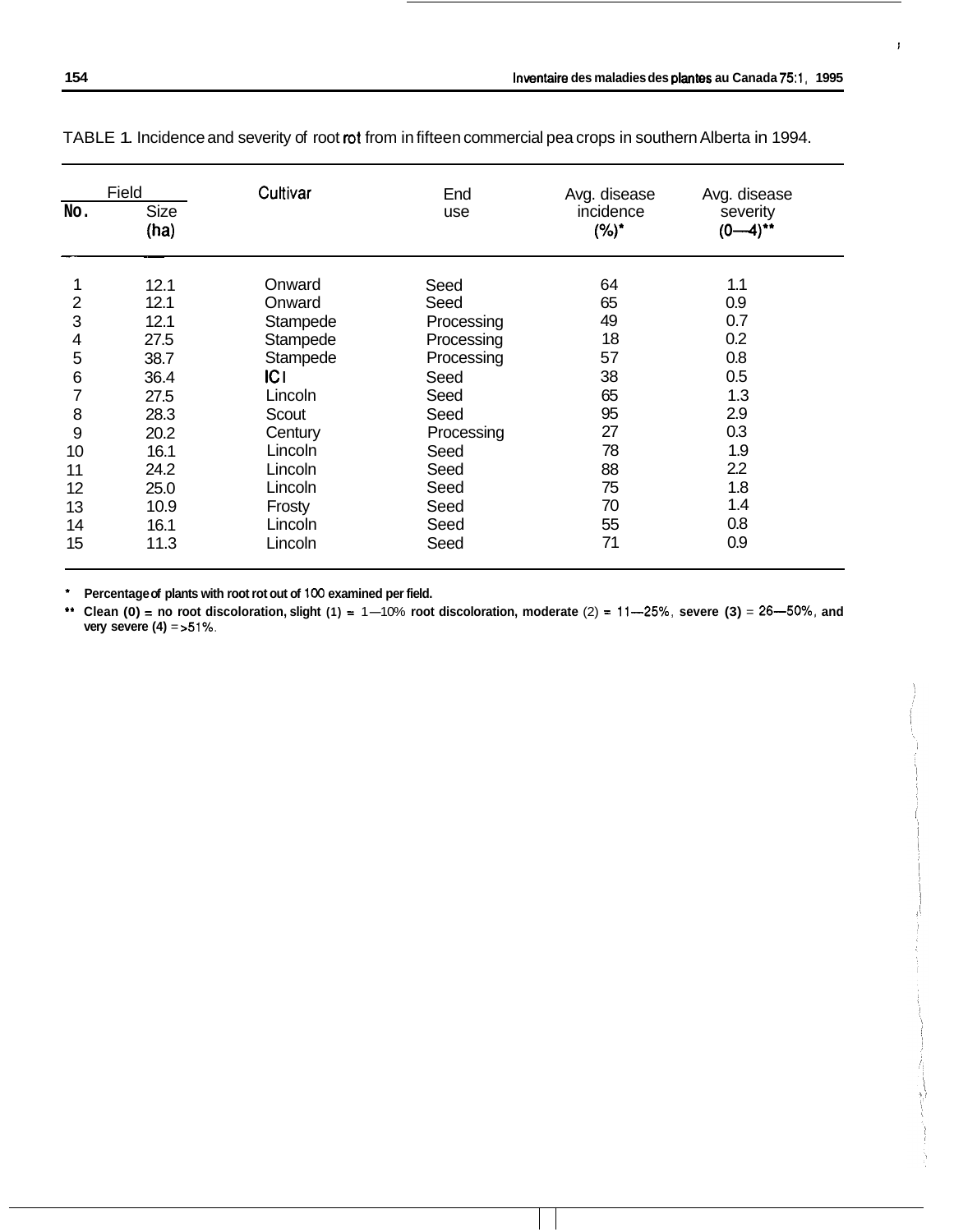TABLE 1. Incidence and severity of root rot from in fifteen commercial pea crops in southern Alberta in 1994.

| Field No. | Field Size (ha) | Cultivar | End use | Avg. disease incidence (%)* | Avg. disease severity (0—4)** |
|---|---|---|---|---|---|
| 1 | 12.1 | Onward | Seed | 64 | 1.1 |
| 2 | 12.1 | Onward | Seed | 65 | 0.9 |
| 3 | 12.1 | Stampede | Processing | 49 | 0.7 |
| 4 | 27.5 | Stampede | Processing | 18 | 0.2 |
| 5 | 38.7 | Stampede | Processing | 57 | 0.8 |
| 6 | 36.4 | ICI | Seed | 38 | 0.5 |
| 7 | 27.5 | Lincoln | Seed | 65 | 1.3 |
| 8 | 28.3 | Scout | Seed | 95 | 2.9 |
| 9 | 20.2 | Century | Processing | 27 | 0.3 |
| 10 | 16.1 | Lincoln | Seed | 78 | 1.9 |
| 11 | 24.2 | Lincoln | Seed | 88 | 2.2 |
| 12 | 25.0 | Lincoln | Seed | 75 | 1.8 |
| 13 | 10.9 | Frosty | Seed | 70 | 1.4 |
| 14 | 16.1 | Lincoln | Seed | 55 | 0.8 |
| 15 | 11.3 | Lincoln | Seed | 71 | 0.9 |

\* **Percentage of plants with root rot out of 100 examined per field.**

\*\* **Clean (0) = no root discoloration, slight (1) = 1—10% root discoloration, moderate (2) = 11—25%, severe (3) = 26—50%, and very severe (4) = >51%.**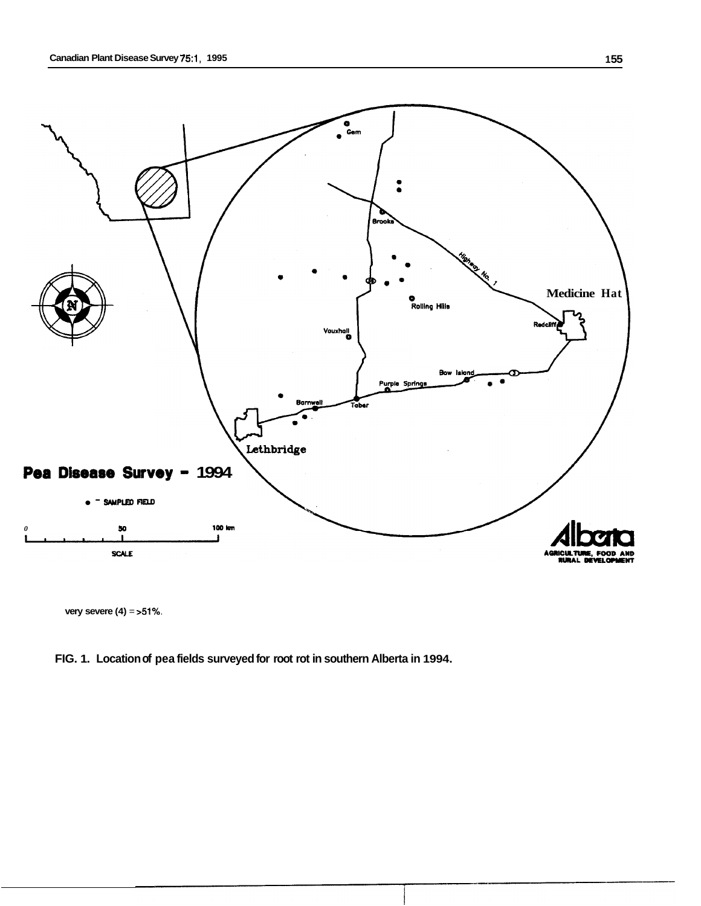very severe (4) = >51%.

**FIG. 1. Location of pea fields surveyed for root rot in southern Alberta in 1994.**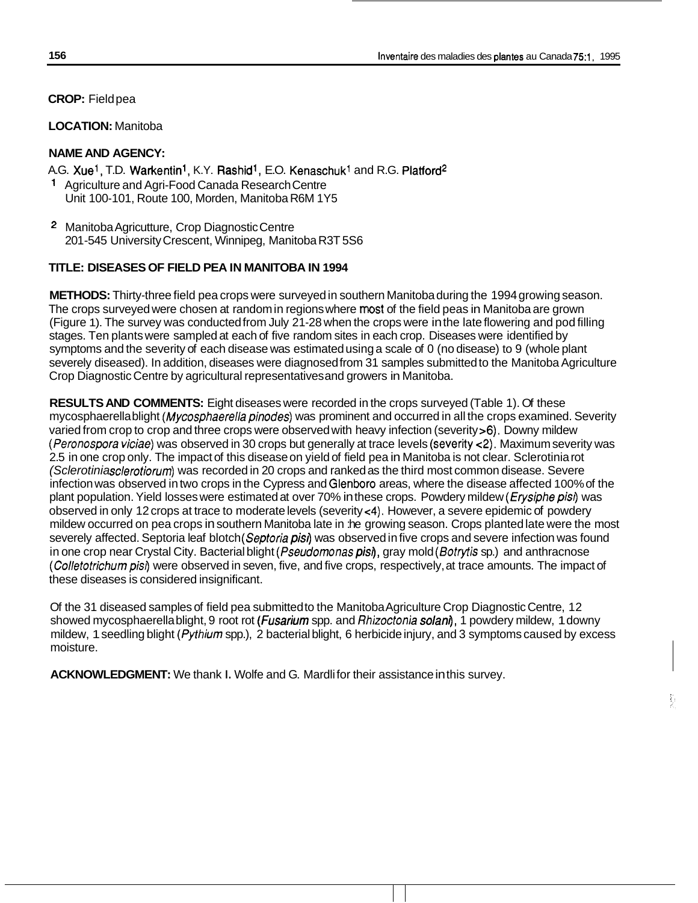**CROP:** Field pea

**LOCATION:** Manitoba

**NAME AND AGENCY:**

A.G. Xue[1], T.D. Warkentin[1], K.Y. Rashid[1], E.O. Kenaschuk[1] and R.G. Platford[2]

[1] Agriculture and Agri-Food Canada Research Centre
Unit 100-101, Route 100, Morden, Manitoba R6M 1Y5

[2] Manitoba Agricutture, Crop Diagnostic Centre
201-545 University Crescent, Winnipeg, Manitoba R3T 5S6

**TITLE: DISEASES OF FIELD PEA IN MANITOBA IN 1994**

**METHODS:** Thirty-three field pea crops were surveyed in southern Manitoba during the 1994 growing season. The crops surveyed were chosen at random in regions where most of the field peas in Manitoba are grown (Figure 1). The survey was conducted from July 21-28 when the crops were in the late flowering and pod filling stages. Ten plants were sampled at each of five random sites in each crop. Diseases were identified by symptoms and the severity of each disease was estimated using a scale of 0 (no disease) to 9 (whole plant severely diseased). In addition, diseases were diagnosed from 31 samples submitted to the Manitoba Agriculture Crop Diagnostic Centre by agricultural representatives and growers in Manitoba.

**RESULTS AND COMMENTS:** Eight diseases were recorded in the crops surveyed (Table 1). Of these mycosphaerella blight (*Mycosphaerella pinodes*) was prominent and occurred in all the crops examined. Severity varied from crop to crop and three crops were observed with heavy infection (severity >6). Downy mildew (*Peronospora viciae*) was observed in 30 crops but generally at trace levels (severity <2). Maximum severity was 2.5 in one crop only. The impact of this disease on yield of field pea in Manitoba is not clear. Sclerotinia rot (*Sclerotinia sclerotiorum*) was recorded in 20 crops and ranked as the third most common disease. Severe infection was observed in two crops in the Cypress and Glenboro areas, where the disease affected 100% of the plant population. Yield losses were estimated at over 70% in these crops. Powdery mildew (*Erysiphe pisi*) was observed in only 12 crops at trace to moderate levels (severity <4). However, a severe epidemic of powdery mildew occurred on pea crops in southern Manitoba late in the growing season. Crops planted late were the most severely affected. Septoria leaf blotch (*Septoria pisi*) was observed in five crops and severe infection was found in one crop near Crystal City. Bacterial blight (*Pseudomonas pisi*), gray mold (*Botrytis* sp.) and anthracnose (*Colletotrichum pisi*) were observed in seven, five, and five crops, respectively, at trace amounts. The impact of these diseases is considered insignificant.

Of the 31 diseased samples of field pea submitted to the Manitoba Agriculture Crop Diagnostic Centre, 12 showed mycosphaerella blight, 9 root rot (*Fusarium* spp. and *Rhizoctonia solani*), 1 powdery mildew, 1 downy mildew, 1 seedling blight (*Pythium* spp.), 2 bacterial blight, 6 herbicide injury, and 3 symptoms caused by excess moisture.

**ACKNOWLEDGMENT:** We thank I. Wolfe and G. Mardli for their assistance in this survey.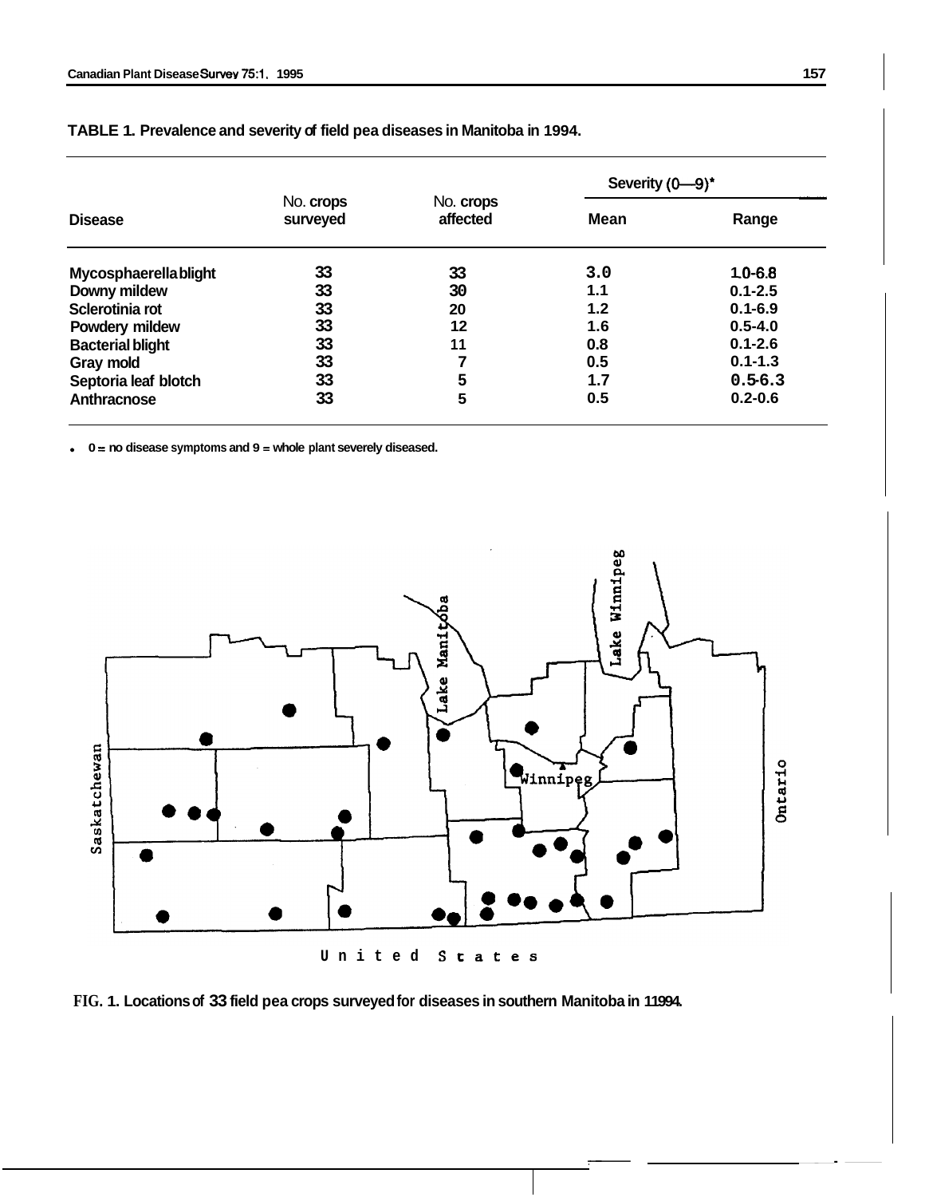**TABLE 1. Prevalence and severity of field pea diseases in Manitoba in 1994.**

| Disease | No. crops surveyed | No. crops affected | Severity (0—9)* | |
|---|---|---|---|---|
| | | | Mean | Range |
| Mycosphaerella blight | 33 | 33 | 3.0 | 1.0-6.8 |
| Downy mildew | 33 | 30 | 1.1 | 0.1-2.5 |
| Sclerotinia rot | 33 | 20 | 1.2 | 0.1-6.9 |
| Powdery mildew | 33 | 12 | 1.6 | 0.5-4.0 |
| Bacterial blight | 33 | 11 | 0.8 | 0.1-2.6 |
| Gray mold | 33 | 7 | 0.5 | 0.1-1.3 |
| Septoria leaf blotch | 33 | 5 | 1.7 | 0.5-6.3 |
| Anthracnose | 33 | 5 | 0.5 | 0.2-0.6 |

* 0 = no disease symptoms and 9 = whole plant severely diseased.

**FIG. 1. Locations of 33 field pea crops surveyed for diseases in southern Manitoba in 11994.**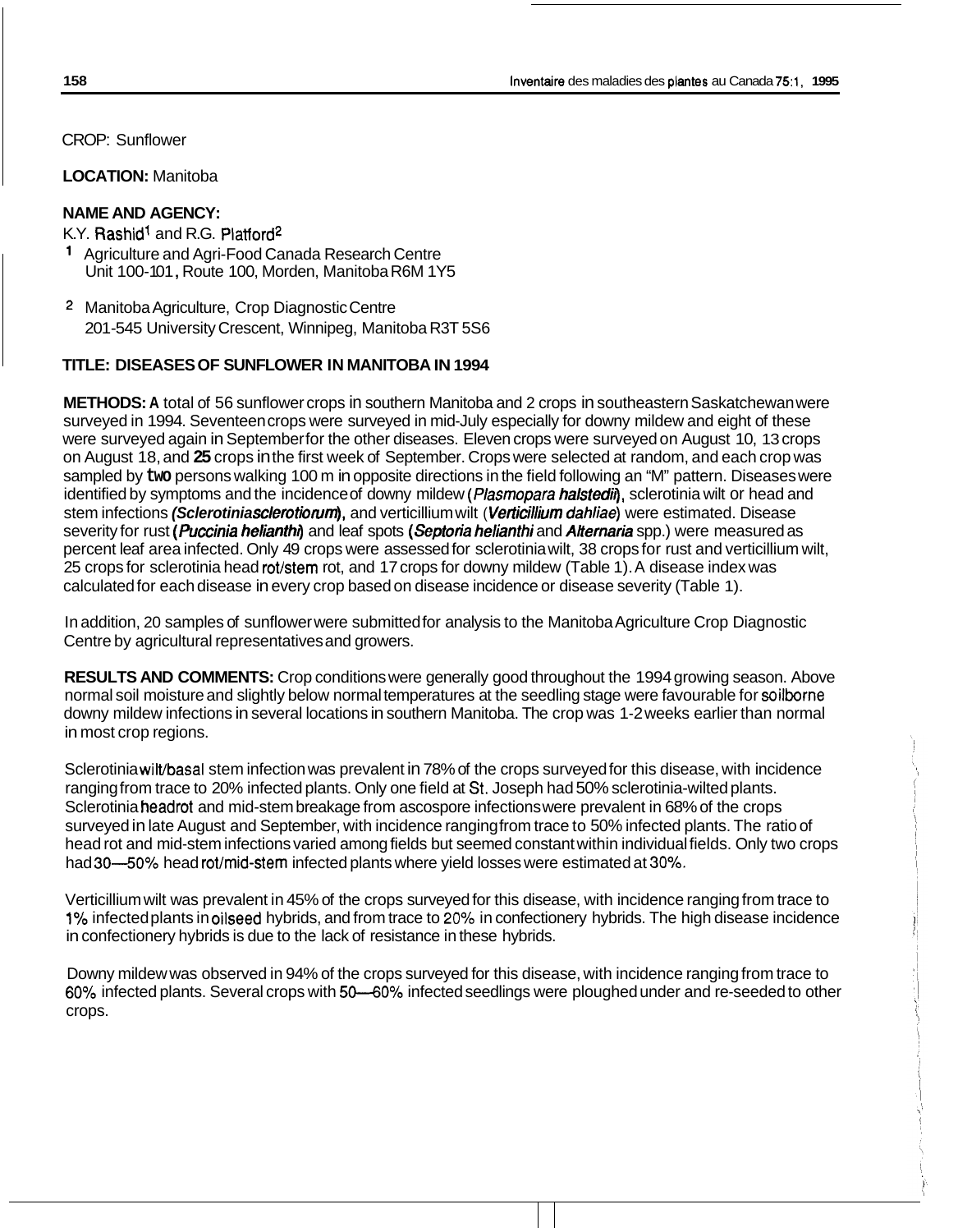CROP: Sunflower

**LOCATION:** Manitoba

**NAME AND AGENCY:**

K.Y. Rashid[1] and R.G. Platford[2]

[1] Agriculture and Agri-Food Canada Research Centre
Unit 100-101, Route 100, Morden, Manitoba R6M 1Y5

[2] Manitoba Agriculture, Crop Diagnostic Centre
201-545 University Crescent, Winnipeg, Manitoba R3T 5S6

**TITLE: DISEASES OF SUNFLOWER IN MANITOBA IN 1994**

**METHODS:** A total of 56 sunflower crops in southern Manitoba and 2 crops in southeastern Saskatchewan were surveyed in 1994. Seventeen crops were surveyed in mid-July especially for downy mildew and eight of these were surveyed again in September for the other diseases. Eleven crops were surveyed on August 10, 13 crops on August 18, and **25** crops in the first week of September. Crops were selected at random, and each crop was sampled by two persons walking 100 m in opposite directions in the field following an "M" pattern. Diseases were identified by symptoms and the incidence of downy mildew (*Plasmopara halstedii*), sclerotinia wilt or head and stem infections (*Sclerotinia sclerotiorum*), and verticillium wilt (*Verticillium dahliae*) were estimated. Disease severity for rust (*Puccinia helianthi*) and leaf spots (*Septoria helianthi* and *Alternaria* spp.) were measured as percent leaf area infected. Only 49 crops were assessed for sclerotinia wilt, 38 crops for rust and verticillium wilt, 25 crops for sclerotinia head rot/stem rot, and 17 crops for downy mildew (Table 1). A disease index was calculated for each disease in every crop based on disease incidence or disease severity (Table 1).

In addition, 20 samples of sunflower were submitted for analysis to the Manitoba Agriculture Crop Diagnostic Centre by agricultural representatives and growers.

**RESULTS AND COMMENTS:** Crop conditions were generally good throughout the 1994 growing season. Above normal soil moisture and slightly below normal temperatures at the seedling stage were favourable for soilborne downy mildew infections in several locations in southern Manitoba. The crop was 1-2 weeks earlier than normal in most crop regions.

Sclerotinia wilt/basal stem infection was prevalent in 78% of the crops surveyed for this disease, with incidence ranging from trace to 20% infected plants. Only one field at St. Joseph had 50% sclerotinia-wilted plants. Sclerotinia head rot and mid-stem breakage from ascospore infections were prevalent in 68% of the crops surveyed in late August and September, with incidence ranging from trace to 50% infected plants. The ratio of head rot and mid-stem infections varied among fields but seemed constant within individual fields. Only two crops had 30—50% head rot/mid-stem infected plants where yield losses were estimated at 30%.

Verticillium wilt was prevalent in 45% of the crops surveyed for this disease, with incidence ranging from trace to 1% infected plants in oilseed hybrids, and from trace to 20% in confectionery hybrids. The high disease incidence in confectionery hybrids is due to the lack of resistance in these hybrids.

Downy mildew was observed in 94% of the crops surveyed for this disease, with incidence ranging from trace to 60% infected plants. Several crops with 50—60% infected seedlings were ploughed under and re-seeded to other crops.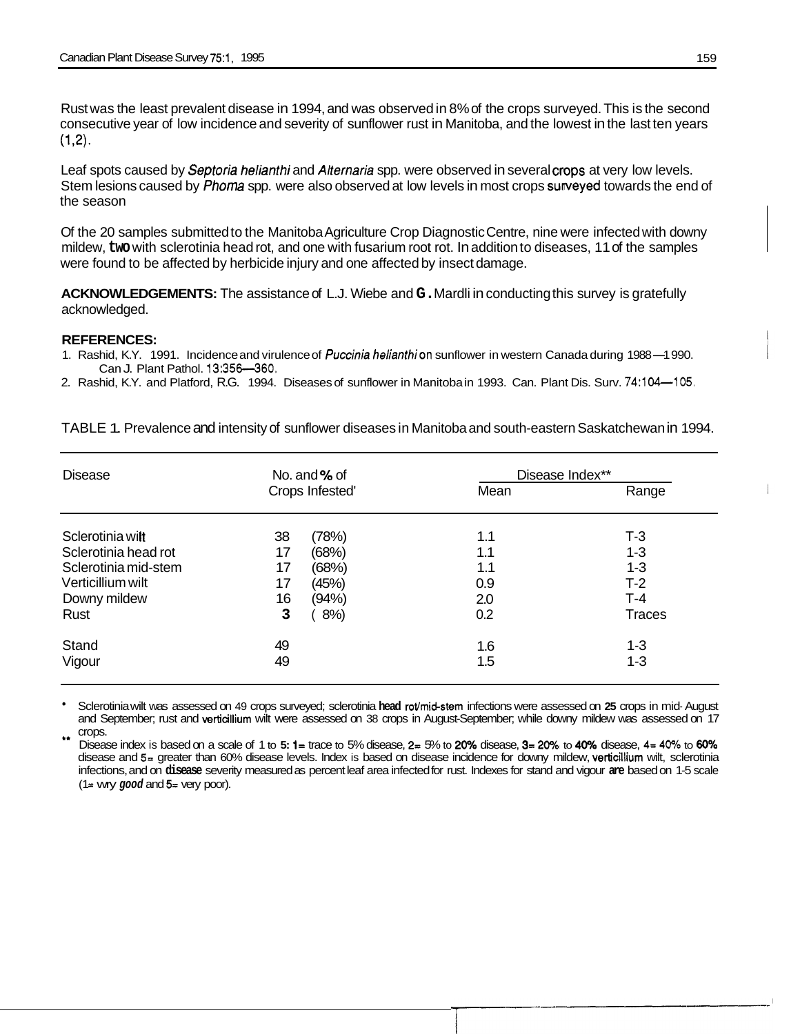Rust was the least prevalent disease in 1994, and was observed in 8% of the crops surveyed. This is the second consecutive year of low incidence and severity of sunflower rust in Manitoba, and the lowest in the last ten years (1,2).

Leaf spots caused by *Septoria helianthi* and *Alternaria* spp. were observed in several crops at very low levels. Stem lesions caused by *Phoma* spp. were also observed at low levels in most crops surveyed towards the end of the season

Of the 20 samples submitted to the Manitoba Agriculture Crop Diagnostic Centre, nine were infected with downy mildew, two with sclerotinia head rot, and one with fusarium root rot. In addition to diseases, 11 of the samples were found to be affected by herbicide injury and one affected by insect damage.

**ACKNOWLEDGEMENTS:** The assistance of L.J. Wiebe and G. Mardli in conducting this survey is gratefully acknowledged.

**REFERENCES:**

1. Rashid, K.Y. 1991. Incidence and virulence of *Puccinia helianthi* on sunflower in western Canada during 1988—1990. Can J. Plant Pathol. 13:356—360.
2. Rashid, K.Y. and Platford, R.G. 1994. Diseases of sunflower in Manitoba in 1993. Can. Plant Dis. Surv. 74:104—105.

TABLE 1. Prevalence and intensity of sunflower diseases in Manitoba and south-eastern Saskatchewan in 1994.

| Disease | No. and % of Crops Infested* | Disease Index** | |
|---|---|---|---|
| | | Mean | Range |
| Sclerotinia wilt | 38 (78%) | 1.1 | T-3 |
| Sclerotinia head rot | 17 (68%) | 1.1 | 1-3 |
| Sclerotinia mid-stem | 17 (68%) | 1.1 | 1-3 |
| Verticillium wilt | 17 (45%) | 0.9 | T-2 |
| Downy mildew | 16 (94%) | 2.0 | T-4 |
| Rust | 3 ( 8%) | 0.2 | Traces |
| Stand | 49 | 1.6 | 1-3 |
| Vigour | 49 | 1.5 | 1-3 |

\* Sclerotinia wilt was assessed on 49 crops surveyed; sclerotinia head rot/mid-stem infections were assessed on 25 crops in mid-August and September; rust and verticillium wilt were assessed on 38 crops in August-September; while downy mildew was assessed on 17 crops.

\*\* Disease index is based on a scale of 1 to 5: 1= trace to 5% disease, 2= 5% to 20% disease, 3= 20% to 40% disease, 4= 40% to 60% disease and 5= greater than 60% disease levels. Index is based on disease incidence for downy mildew, verticillium wilt, sclerotinia infections, and on disease severity measured as percent leaf area infected for rust. Indexes for stand and vigour are based on 1-5 scale (1= very good and 5= very poor).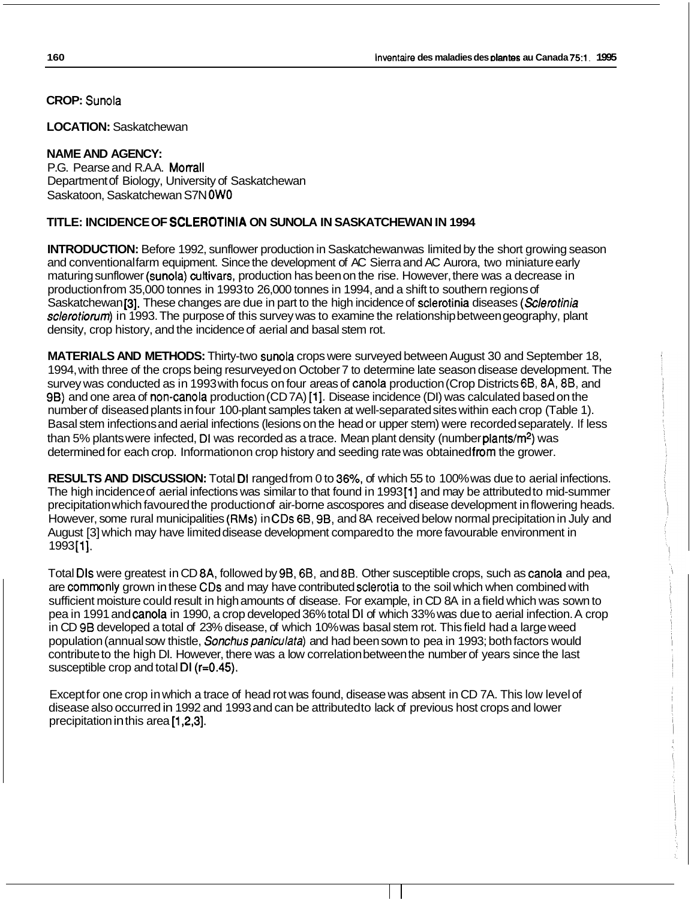**CROP:** Sunola

**LOCATION:** Saskatchewan

**NAME AND AGENCY:**
P.G. Pearse and R.A.A. Morrall
Department of Biology, University of Saskatchewan
Saskatoon, Saskatchewan S7N 0W0

**TITLE: INCIDENCE OF SCLEROTINIA ON SUNOLA IN SASKATCHEWAN IN 1994**

**INTRODUCTION:** Before 1992, sunflower production in Saskatchewan was limited by the short growing season and conventional farm equipment. Since the development of AC Sierra and AC Aurora, two miniature early maturing sunflower (sunola) cultivars, production has been on the rise. However, there was a decrease in production from 35,000 tonnes in 1993 to 26,000 tonnes in 1994, and a shift to southern regions of Saskatchewan [3]. These changes are due in part to the high incidence of sclerotinia diseases (*Sclerotinia sclerotiorum*) in 1993. The purpose of this survey was to examine the relationship between geography, plant density, crop history, and the incidence of aerial and basal stem rot.

**MATERIALS AND METHODS:** Thirty-two sunola crops were surveyed between August 30 and September 18, 1994, with three of the crops being resurveyed on October 7 to determine late season disease development. The survey was conducted as in 1993 with focus on four areas of canola production (Crop Districts 6B, 8A, 8B, and 9B) and one area of non-canola production (CD 7A) [1]. Disease incidence (DI) was calculated based on the number of diseased plants in four 100-plant samples taken at well-separated sites within each crop (Table 1). Basal stem infections and aerial infections (lesions on the head or upper stem) were recorded separately. If less than 5% plants were infected, DI was recorded as a trace. Mean plant density (number plants/$m^2$) was determined for each crop. Information on crop history and seeding rate was obtained from the grower.

**RESULTS AND DISCUSSION:** Total DI ranged from 0 to 36%, of which 55 to 100% was due to aerial infections. The high incidence of aerial infections was similar to that found in 1993 [1] and may be attributed to mid-summer precipitation which favoured the production of air-borne ascospores and disease development in flowering heads. However, some rural municipalities (RMs) in CDs 6B, 9B, and 8A received below normal precipitation in July and August [3] which may have limited disease development compared to the more favourable environment in 1993 [1].

Total DIs were greatest in CD 8A, followed by 9B, 6B, and 8B. Other susceptible crops, such as canola and pea, are commonly grown in these CDs and may have contributed sclerotia to the soil which when combined with sufficient moisture could result in high amounts of disease. For example, in CD 8A in a field which was sown to pea in 1991 and canola in 1990, a crop developed 36% total DI of which 33% was due to aerial infection. A crop in CD 9B developed a total of 23% disease, of which 10% was basal stem rot. This field had a large weed population (annual sow thistle, *Sonchus paniculata*) and had been sown to pea in 1993; both factors would contribute to the high DI. However, there was a low correlation between the number of years since the last susceptible crop and total DI ($r=0.45$).

Except for one crop in which a trace of head rot was found, disease was absent in CD 7A. This low level of disease also occurred in 1992 and 1993 and can be attributed to lack of previous host crops and lower precipitation in this area [1,2,3].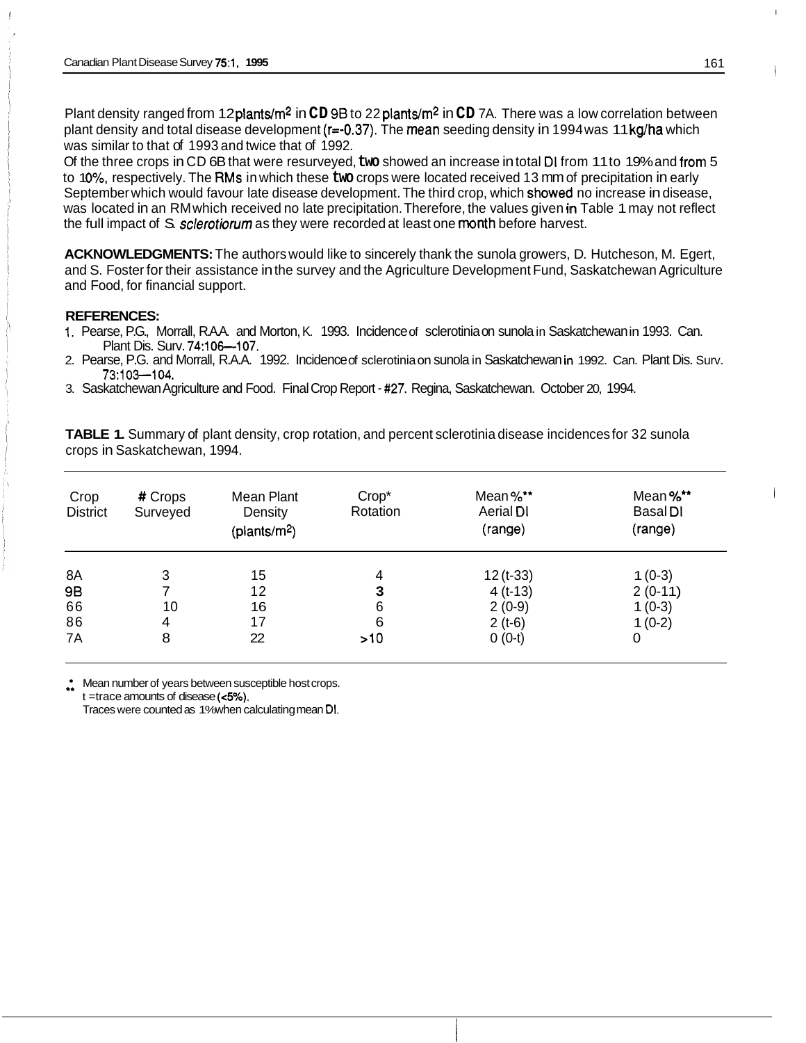Plant density ranged from 12 plants/$m^2$ in CD 9B to 22 plants/$m^2$ in CD 7A. There was a low correlation between plant density and total disease development ($r=-0.37$). The mean seeding density in 1994 was 11 kg/ha which was similar to that of 1993 and twice that of 1992.

Of the three crops in CD 6B that were resurveyed, two showed an increase in total DI from 11 to 19% and from 5 to 10%, respectively. The RMs in which these two crops were located received 13 mm of precipitation in early September which would favour late disease development. The third crop, which showed no increase in disease, was located in an RM which received no late precipitation. Therefore, the values given in Table 1 may not reflect the full impact of *S. sclerotiorum* as they were recorded at least one month before harvest.

**ACKNOWLEDGMENTS:** The authors would like to sincerely thank the sunola growers, D. Hutcheson, M. Egert, and S. Foster for their assistance in the survey and the Agriculture Development Fund, Saskatchewan Agriculture and Food, for financial support.

**REFERENCES:**

1. Pearse, P.G., Morrall, R.A.A. and Morton, K. 1993. Incidence of sclerotinia on sunola in Saskatchewan in 1993. Can. Plant Dis. Surv. 74:106—107.
2. Pearse, P.G. and Morrall, R.A.A. 1992. Incidence of sclerotinia on sunola in Saskatchewan in 1992. Can. Plant Dis. Surv. 73:103—104.
3. Saskatchewan Agriculture and Food. Final Crop Report - #27. Regina, Saskatchewan. October 20, 1994.

**TABLE 1.** Summary of plant density, crop rotation, and percent sclerotinia disease incidences for 32 sunola crops in Saskatchewan, 1994.

| Crop District | # Crops Surveyed | Mean Plant Density (plants/$m^2$) | Crop* Rotation | Mean %** Aerial DI (range) | Mean %** Basal DI (range) |
|---|---|---|---|---|---|
| 8A | 3 | 15 | 4 | 12 (t-33) | 1 (0-3) |
| 9B | 7 | 12 | 3 | 4 (t-13) | 2 (0-11) |
| 66 | 10 | 16 | 6 | 2 (0-9) | 1 (0-3) |
| 86 | 4 | 17 | 6 | 2 (t-6) | 1 (0-2) |
| 7A | 8 | 22 | >10 | 0 (0-t) | 0 |

\* Mean number of years between susceptible host crops.

\*\* t = trace amounts of disease (<5%).
Traces were counted as 1% when calculating mean DI.